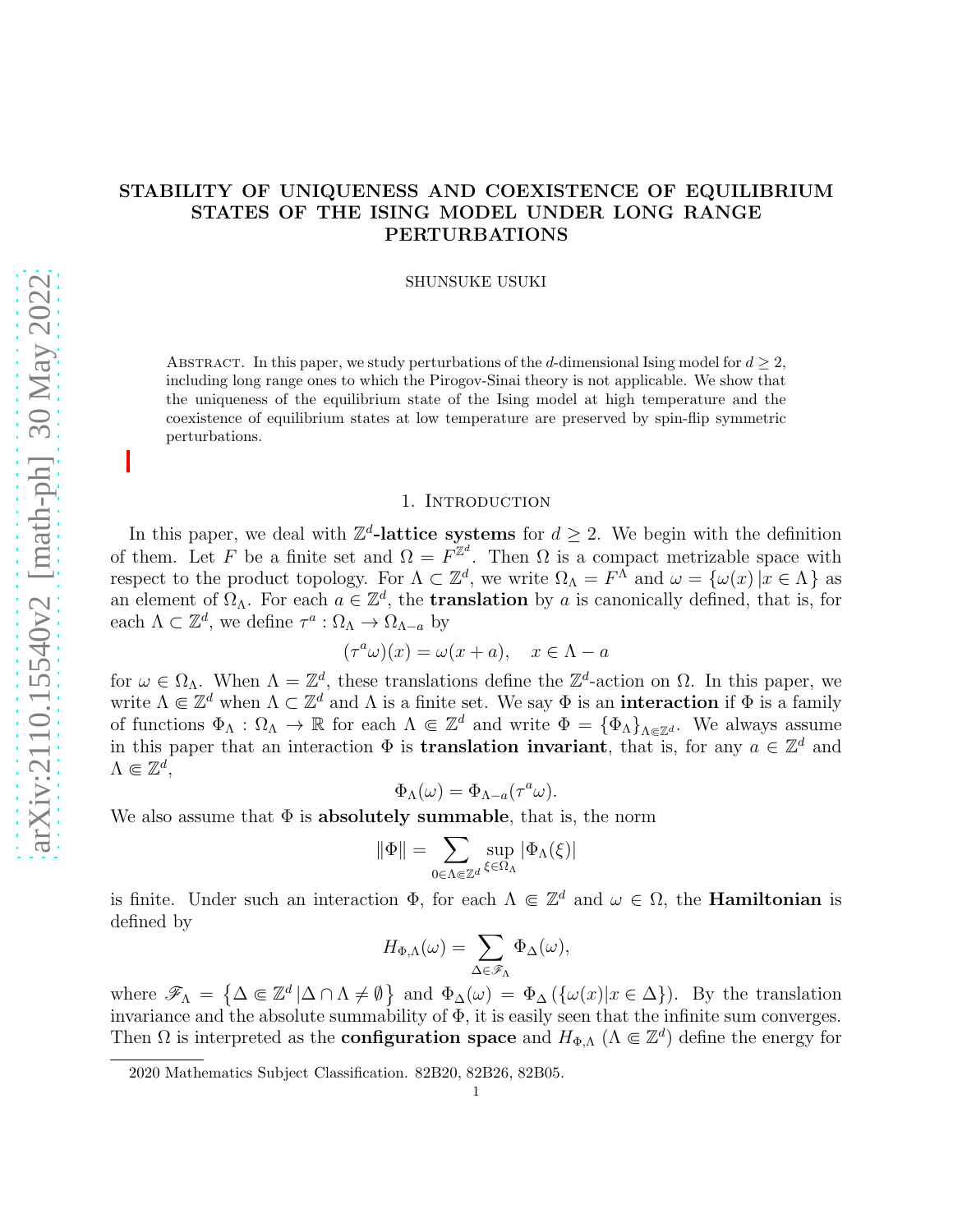# STABILITY OF UNIQUENESS AND COEXISTENCE OF EQUILIBRIUM STATES OF THE ISING MODEL UNDER LONG RANGE PERTURBATIONS

SHUNSUKE USUKI

Abstract. In this paper, we study perturbations of the $d$-dimensional Ising model for $d \geq 2$, including long range ones to which the Pirogov-Sinai theory is not applicable. We show that the uniqueness of the equilibrium state of the Ising model at high temperature and the coexistence of equilibrium states at low temperature are preserved by spin-flip symmetric perturbations.

## 1. Introduction

In this paper, we deal with $\mathbb{Z}^d$**-lattice systems** for $d \geq 2$. We begin with the definition of them. Let $F$ be a finite set and $\Omega = F^{\mathbb{Z}^d}$. Then $\Omega$ is a compact metrizable space with respect to the product topology. For $\Lambda \subset \mathbb{Z}^d$, we write $\Omega_\Lambda = F^\Lambda$ and $\omega = \{\omega(x) \,|\, x \in \Lambda\}$ as an element of $\Omega_\Lambda$. For each $a \in \mathbb{Z}^d$, the **translation** by $a$ is canonically defined, that is, for each $\Lambda \subset \mathbb{Z}^d$, we define $\tau^a : \Omega_\Lambda \to \Omega_{\Lambda - a}$ by

$$(\tau^a \omega)(x) = \omega(x+a), \quad x \in \Lambda - a$$

for $\omega \in \Omega_\Lambda$. When $\Lambda = \mathbb{Z}^d$, these translations define the $\mathbb{Z}^d$-action on $\Omega$. In this paper, we write $\Lambda \Subset \mathbb{Z}^d$ when $\Lambda \subset \mathbb{Z}^d$ and $\Lambda$ is a finite set. We say $\Phi$ is an **interaction** if $\Phi$ is a family of functions $\Phi_\Lambda : \Omega_\Lambda \to \mathbb{R}$ for each $\Lambda \Subset \mathbb{Z}^d$ and write $\Phi = \{\Phi_\Lambda\}_{\Lambda \Subset \mathbb{Z}^d}$. We always assume in this paper that an interaction $\Phi$ is **translation invariant**, that is, for any $a \in \mathbb{Z}^d$ and $\Lambda \Subset \mathbb{Z}^d$,

$$\Phi_\Lambda(\omega) = \Phi_{\Lambda - a}(\tau^a \omega).$$

We also assume that $\Phi$ is **absolutely summable**, that is, the norm

$$\|\Phi\| = \sum_{0 \in \Lambda \Subset \mathbb{Z}^d} \sup_{\xi \in \Omega_\Lambda} |\Phi_\Lambda(\xi)|$$

is finite. Under such an interaction $\Phi$, for each $\Lambda \Subset \mathbb{Z}^d$ and $\omega \in \Omega$, the **Hamiltonian** is defined by

$$H_{\Phi,\Lambda}(\omega) = \sum_{\Delta \in \mathscr{F}_\Lambda} \Phi_\Delta(\omega),$$

where $\mathscr{F}_\Lambda = \left\{\Delta \Subset \mathbb{Z}^d \,|\, \Delta \cap \Lambda \neq \emptyset\right\}$ and $\Phi_\Delta(\omega) = \Phi_\Delta(\{\omega(x) | x \in \Delta\})$. By the translation invariance and the absolute summability of $\Phi$, it is easily seen that the infinite sum converges. Then $\Omega$ is interpreted as the **configuration space** and $H_{\Phi,\Lambda}$ ($\Lambda \Subset \mathbb{Z}^d$) define the energy for

2020 Mathematics Subject Classification. 82B20, 82B26, 82B05.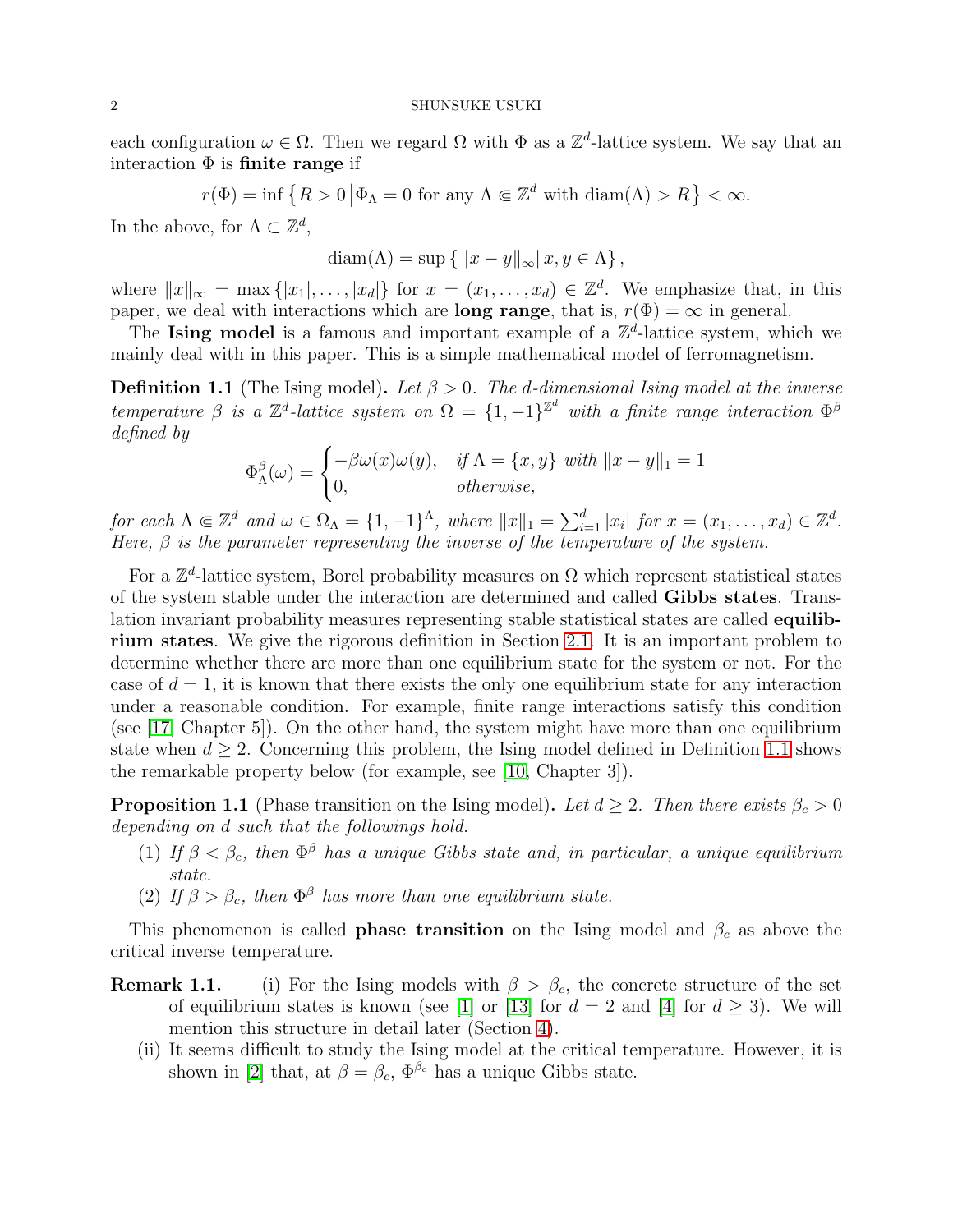each configuration $\omega \in \Omega$. Then we regard $\Omega$ with $\Phi$ as a $\mathbb{Z}^d$-lattice system. We say that an interaction $\Phi$ is **finite range** if

$$r(\Phi) = \inf \left\{ R > 0 \,\middle|\, \Phi_\Lambda = 0 \text{ for any } \Lambda \Subset \mathbb{Z}^d \text{ with } \operatorname{diam}(\Lambda) > R \right\} < \infty.$$

In the above, for $\Lambda \subset \mathbb{Z}^d$,

$$\operatorname{diam}(\Lambda) = \sup \left\{ \|x - y\|_\infty \,\middle|\, x, y \in \Lambda \right\},$$

where $\|x\|_\infty = \max \{|x_1|, \ldots, |x_d|\}$ for $x = (x_1, \ldots, x_d) \in \mathbb{Z}^d$. We emphasize that, in this paper, we deal with interactions which are **long range**, that is, $r(\Phi) = \infty$ in general.

The **Ising model** is a famous and important example of a $\mathbb{Z}^d$-lattice system, which we mainly deal with in this paper. This is a simple mathematical model of ferromagnetism.

**Definition 1.1** (The Ising model)**.** *Let $\beta > 0$. The $d$-dimensional Ising model at the inverse temperature $\beta$ is a $\mathbb{Z}^d$-lattice system on $\Omega = \{1, -1\}^{\mathbb{Z}^d}$ with a finite range interaction $\Phi^\beta$ defined by*

$$\Phi^\beta_\Lambda(\omega) = \begin{cases} -\beta\omega(x)\omega(y), & \text{if } \Lambda = \{x, y\} \text{ with } \|x - y\|_1 = 1 \\ 0, & \text{otherwise,} \end{cases}$$

*for each $\Lambda \Subset \mathbb{Z}^d$ and $\omega \in \Omega_\Lambda = \{1, -1\}^\Lambda$, where $\|x\|_1 = \sum_{i=1}^d |x_i|$ for $x = (x_1, \ldots, x_d) \in \mathbb{Z}^d$. Here, $\beta$ is the parameter representing the inverse of the temperature of the system.*

For a $\mathbb{Z}^d$-lattice system, Borel probability measures on $\Omega$ which represent statistical states of the system stable under the interaction are determined and called **Gibbs states**. Translation invariant probability measures representing stable statistical states are called **equilibrium states**. We give the rigorous definition in Section 2.1. It is an important problem to determine whether there are more than one equilibrium state for the system or not. For the case of $d = 1$, it is known that there exists the only one equilibrium state for any interaction under a reasonable condition. For example, finite range interactions satisfy this condition (see [17, Chapter 5]). On the other hand, the system might have more than one equilibrium state when $d \geq 2$. Concerning this problem, the Ising model defined in Definition 1.1 shows the remarkable property below (for example, see [10, Chapter 3]).

**Proposition 1.1** (Phase transition on the Ising model)**.** *Let $d \geq 2$. Then there exists $\beta_c > 0$ depending on $d$ such that the followings hold.*

1. *If $\beta < \beta_c$, then $\Phi^\beta$ has a unique Gibbs state and, in particular, a unique equilibrium state.*
2. *If $\beta > \beta_c$, then $\Phi^\beta$ has more than one equilibrium state.*

This phenomenon is called **phase transition** on the Ising model and $\beta_c$ as above the critical inverse temperature.

**Remark 1.1.**
- (i) For the Ising models with $\beta > \beta_c$, the concrete structure of the set of equilibrium states is known (see [1] or [13] for $d = 2$ and [4] for $d \geq 3$). We will mention this structure in detail later (Section 4).
- (ii) It seems difficult to study the Ising model at the critical temperature. However, it is shown in [2] that, at $\beta = \beta_c$, $\Phi^{\beta_c}$ has a unique Gibbs state.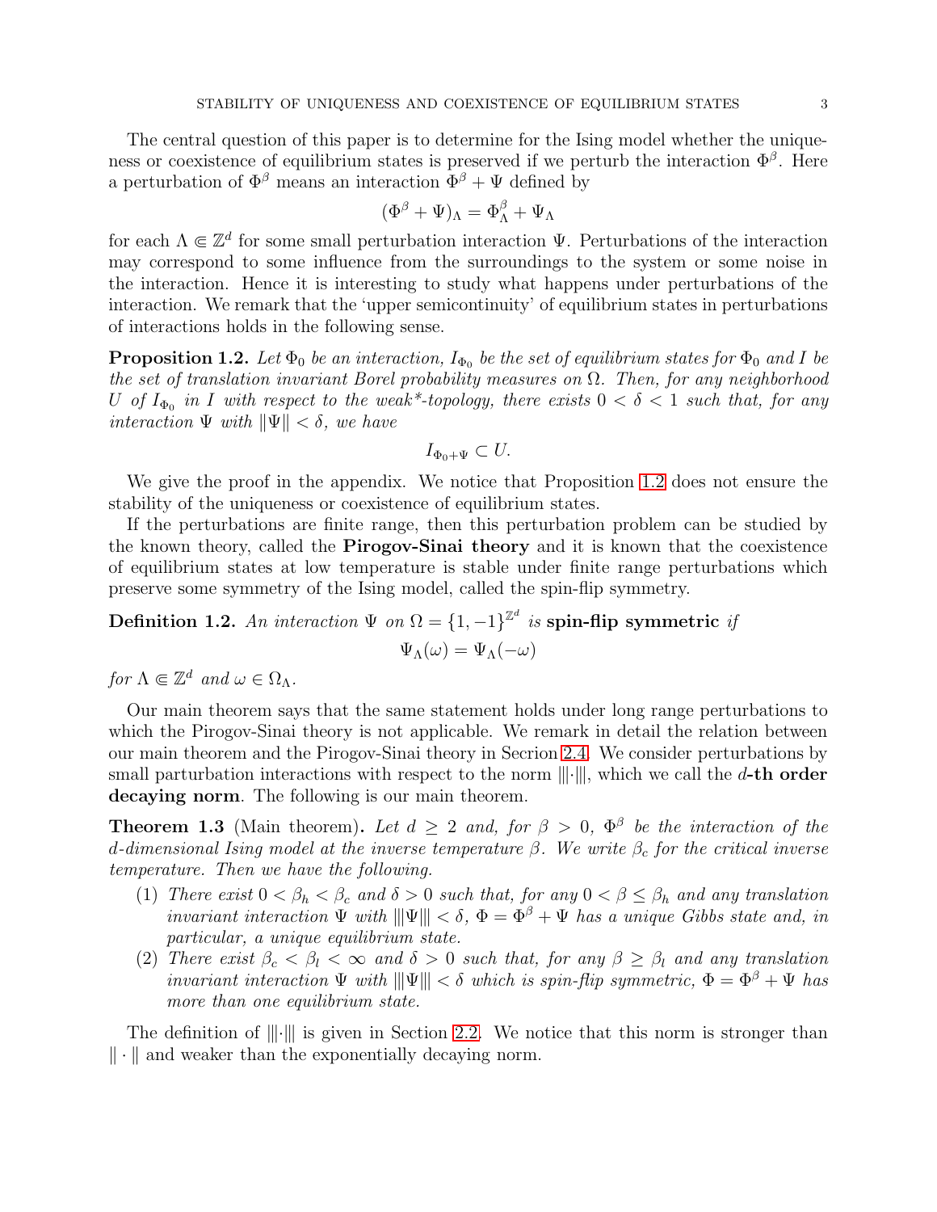The central question of this paper is to determine for the Ising model whether the uniqueness or coexistence of equilibrium states is preserved if we perturb the interaction $\Phi^\beta$. Here a perturbation of $\Phi^\beta$ means an interaction $\Phi^\beta + \Psi$ defined by

$$(\Phi^\beta + \Psi)_\Lambda = \Phi^\beta_\Lambda + \Psi_\Lambda$$

for each $\Lambda \Subset \mathbb{Z}^d$ for some small perturbation interaction $\Psi$. Perturbations of the interaction may correspond to some influence from the surroundings to the system or some noise in the interaction. Hence it is interesting to study what happens under perturbations of the interaction. We remark that the 'upper semicontinuity' of equilibrium states in perturbations of interactions holds in the following sense.

**Proposition 1.2.** *Let $\Phi_0$ be an interaction, $I_{\Phi_0}$ be the set of equilibrium states for $\Phi_0$ and $I$ be the set of translation invariant Borel probability measures on $\Omega$. Then, for any neighborhood $U$ of $I_{\Phi_0}$ in $I$ with respect to the weak\*-topology, there exists $0 < \delta < 1$ such that, for any interaction $\Psi$ with $\|\Psi\| < \delta$, we have*

$$I_{\Phi_0+\Psi} \subset U.$$

We give the proof in the appendix. We notice that Proposition 1.2 does not ensure the stability of the uniqueness or coexistence of equilibrium states.

If the perturbations are finite range, then this perturbation problem can be studied by the known theory, called the **Pirogov-Sinai theory** and it is known that the coexistence of equilibrium states at low temperature is stable under finite range perturbations which preserve some symmetry of the Ising model, called the spin-flip symmetry.

**Definition 1.2.** *An interaction $\Psi$ on $\Omega = \{1, -1\}^{\mathbb{Z}^d}$ is* **spin-flip symmetric** *if*

$$\Psi_\Lambda(\omega) = \Psi_\Lambda(-\omega)$$

*for $\Lambda \Subset \mathbb{Z}^d$ and $\omega \in \Omega_\Lambda$.*

Our main theorem says that the same statement holds under long range perturbations to which the Pirogov-Sinai theory is not applicable. We remark in detail the relation between our main theorem and the Pirogov-Sinai theory in Secrion 2.4. We consider perturbations by small parturbation interactions with respect to the norm $|||\cdot|||$, which we call the **$d$-th order decaying norm**. The following is our main theorem.

**Theorem 1.3** (Main theorem)**.** *Let $d \geq 2$ and, for $\beta > 0$, $\Phi^\beta$ be the interaction of the $d$-dimensional Ising model at the inverse temperature $\beta$. We write $\beta_c$ for the critical inverse temperature. Then we have the following.*

1. *There exist $0 < \beta_h < \beta_c$ and $\delta > 0$ such that, for any $0 < \beta \leq \beta_h$ and any translation invariant interaction $\Psi$ with $|||\Psi||| < \delta$, $\Phi = \Phi^\beta + \Psi$ has a unique Gibbs state and, in particular, a unique equilibrium state.*
2. *There exist $\beta_c < \beta_l < \infty$ and $\delta > 0$ such that, for any $\beta \geq \beta_l$ and any translation invariant interaction $\Psi$ with $|||\Psi||| < \delta$ which is spin-flip symmetric, $\Phi = \Phi^\beta + \Psi$ has more than one equilibrium state.*

The definition of $|||\cdot|||$ is given in Section 2.2. We notice that this norm is stronger than $\|\cdot\|$ and weaker than the exponentially decaying norm.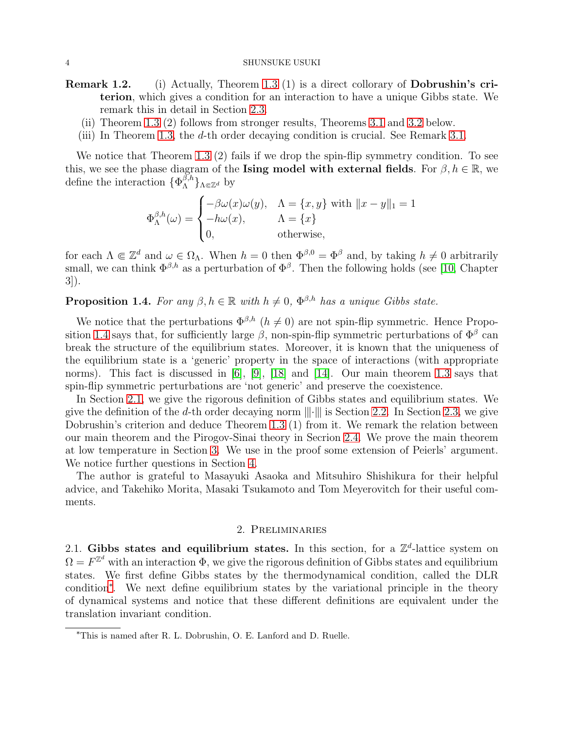**Remark 1.2.** (i) Actually, Theorem 1.3 (1) is a direct collorary of **Dobrushin's criterion**, which gives a condition for an interaction to have a unique Gibbs state. We remark this in detail in Section 2.3.

(ii) Theorem 1.3 (2) follows from stronger results, Theorems 3.1 and 3.2 below.

(iii) In Theorem 1.3, the $d$-th order decaying condition is crucial. See Remark 3.1.

We notice that Theorem 1.3 (2) fails if we drop the spin-flip symmetry condition. To see this, we see the phase diagram of the **Ising model with external fields**. For $\beta, h \in \mathbb{R}$, we define the interaction $\{\Phi_\Lambda^{\beta,h}\}_{\Lambda \Subset \mathbb{Z}^d}$ by

$$
\Phi_\Lambda^{\beta,h}(\omega) = \begin{cases} -\beta\omega(x)\omega(y), & \Lambda = \{x, y\} \text{ with } \|x - y\|_1 = 1 \\ -h\omega(x), & \Lambda = \{x\} \\ 0, & \text{otherwise,} \end{cases}
$$

for each $\Lambda \Subset \mathbb{Z}^d$ and $\omega \in \Omega_\Lambda$. When $h = 0$ then $\Phi^{\beta,0} = \Phi^\beta$ and, by taking $h \neq 0$ arbitrarily small, we can think $\Phi^{\beta,h}$ as a perturbation of $\Phi^\beta$. Then the following holds (see [10, Chapter 3]).

**Proposition 1.4.** *For any $\beta, h \in \mathbb{R}$ with $h \neq 0$, $\Phi^{\beta,h}$ has a unique Gibbs state.*

We notice that the perturbations $\Phi^{\beta,h}$ ($h \neq 0$) are not spin-flip symmetric. Hence Proposition 1.4 says that, for sufficiently large $\beta$, non-spin-flip symmetric perturbations of $\Phi^\beta$ can break the structure of the equilibrium states. Moreover, it is known that the uniqueness of the equilibrium state is a 'generic' property in the space of interactions (with appropriate norms). This fact is discussed in [6], [9], [18] and [14]. Our main theorem 1.3 says that spin-flip symmetric perturbations are 'not generic' and preserve the coexistence.

In Section 2.1, we give the rigorous definition of Gibbs states and equilibrium states. We give the definition of the $d$-th order decaying norm $|||\cdot|||$ is Section 2.2. In Section 2.3, we give Dobrushin's criterion and deduce Theorem 1.3 (1) from it. We remark the relation between our main theorem and the Pirogov-Sinai theory in Secrion 2.4. We prove the main theorem at low temperature in Section 3. We use in the proof some extension of Peierls' argument. We notice further questions in Section 4.

The author is grateful to Masayuki Asaoka and Mitsuhiro Shishikura for their helpful advice, and Takehiko Morita, Masaki Tsukamoto and Tom Meyerovitch for their useful comments.

## 2. Preliminaries

### 2.1. Gibbs states and equilibrium states.

In this section, for a $\mathbb{Z}^d$-lattice system on $\Omega = F^{\mathbb{Z}^d}$ with an interaction $\Phi$, we give the rigorous definition of Gibbs states and equilibrium states. We first define Gibbs states by the thermodynamical condition, called the DLR condition*. We next define equilibrium states by the variational principle in the theory of dynamical systems and notice that these different definitions are equivalent under the translation invariant condition.

*This is named after R. L. Dobrushin, O. E. Lanford and D. Ruelle.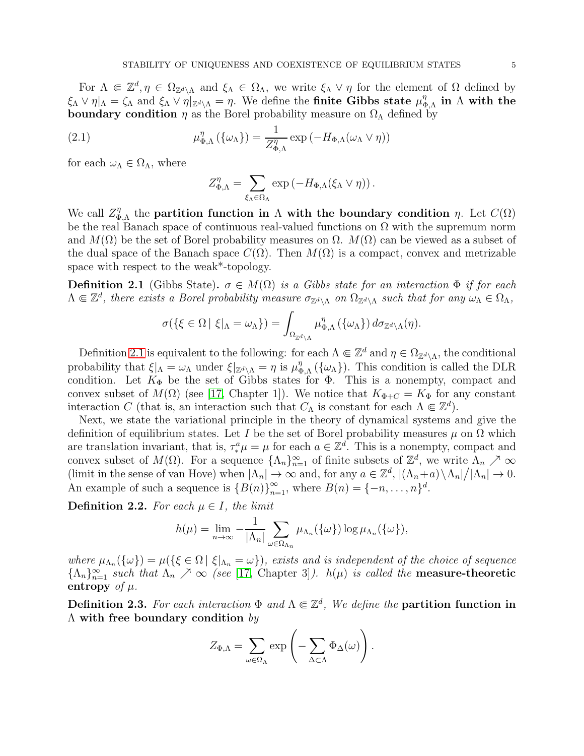For $\Lambda \Subset \mathbb{Z}^d, \eta \in \Omega_{\mathbb{Z}^d \setminus \Lambda}$ and $\xi_\Lambda \in \Omega_\Lambda$, we write $\xi_\Lambda \vee \eta$ for the element of $\Omega$ defined by $\xi_\Lambda \vee \eta|_\Lambda = \zeta_\Lambda$ and $\xi_\Lambda \vee \eta|_{\mathbb{Z}^d \setminus \Lambda} = \eta$. We define the **finite Gibbs state $\mu^\eta_{\Phi,\Lambda}$ in $\Lambda$ with the boundary condition** $\eta$ as the Borel probability measure on $\Omega_\Lambda$ defined by

$$\mu^\eta_{\Phi,\Lambda}(\{\omega_\Lambda\}) = \frac{1}{Z^\eta_{\Phi,\Lambda}} \exp\left(-H_{\Phi,\Lambda}(\omega_\Lambda \vee \eta)\right) \tag{2.1}$$

for each $\omega_\Lambda \in \Omega_\Lambda$, where

$$Z^\eta_{\Phi,\Lambda} = \sum_{\xi_\Lambda \in \Omega_\Lambda} \exp\left(-H_{\Phi,\Lambda}(\xi_\Lambda \vee \eta)\right).$$

We call $Z^\eta_{\Phi,\Lambda}$ the **partition function in $\Lambda$ with the boundary condition** $\eta$. Let $C(\Omega)$ be the real Banach space of continuous real-valued functions on $\Omega$ with the supremum norm and $M(\Omega)$ be the set of Borel probability measures on $\Omega$. $M(\Omega)$ can be viewed as a subset of the dual space of the Banach space $C(\Omega)$. Then $M(\Omega)$ is a compact, convex and metrizable space with respect to the weak*-topology.

**Definition 2.1** (Gibbs State)**.** *$\sigma \in M(\Omega)$ is a Gibbs state for an interaction $\Phi$ if for each $\Lambda \Subset \mathbb{Z}^d$, there exists a Borel probability measure $\sigma_{\mathbb{Z}^d \setminus \Lambda}$ on $\Omega_{\mathbb{Z}^d \setminus \Lambda}$ such that for any $\omega_\Lambda \in \Omega_\Lambda$,*

$$\sigma(\{\xi \in \Omega \mid \xi|_\Lambda = \omega_\Lambda\}) = \int_{\Omega_{\mathbb{Z}^d \setminus \Lambda}} \mu^\eta_{\Phi,\Lambda}(\{\omega_\Lambda\})\, d\sigma_{\mathbb{Z}^d \setminus \Lambda}(\eta).$$

Definition 2.1 is equivalent to the following: for each $\Lambda \Subset \mathbb{Z}^d$ and $\eta \in \Omega_{\mathbb{Z}^d \setminus \Lambda}$, the conditional probability that $\xi|_\Lambda = \omega_\Lambda$ under $\xi|_{\mathbb{Z}^d \setminus \Lambda} = \eta$ is $\mu^\eta_{\Phi,\Lambda}(\{\omega_\Lambda\})$. This condition is called the DLR condition. Let $K_\Phi$ be the set of Gibbs states for $\Phi$. This is a nonempty, compact and convex subset of $M(\Omega)$ (see [17, Chapter 1]). We notice that $K_{\Phi + C} = K_\Phi$ for any constant interaction $C$ (that is, an interaction such that $C_\Lambda$ is constant for each $\Lambda \Subset \mathbb{Z}^d$).

Next, we state the variational principle in the theory of dynamical systems and give the definition of equilibrium states. Let $I$ be the set of Borel probability measures $\mu$ on $\Omega$ which are translation invariant, that is, $\tau^a_* \mu = \mu$ for each $a \in \mathbb{Z}^d$. This is a nonempty, compact and convex subset of $M(\Omega)$. For a sequence $\{\Lambda_n\}_{n=1}^\infty$ of finite subsets of $\mathbb{Z}^d$, we write $\Lambda_n \nearrow \infty$ (limit in the sense of van Hove) when $|\Lambda_n| \to \infty$ and, for any $a \in \mathbb{Z}^d$, $|(\Lambda_n + a) \setminus \Lambda_n| / |\Lambda_n| \to 0$. An example of such a sequence is $\{B(n)\}_{n=1}^\infty$, where $B(n) = \{-n, \dots, n\}^d$.

**Definition 2.2.** *For each $\mu \in I$, the limit*

$$h(\mu) = \lim_{n \to \infty} -\frac{1}{|\Lambda_n|} \sum_{\omega \in \Omega_{\Lambda_n}} \mu_{\Lambda_n}(\{\omega\}) \log \mu_{\Lambda_n}(\{\omega\}),$$

*where $\mu_{\Lambda_n}(\{\omega\}) = \mu(\{\xi \in \Omega \mid \xi|_{\Lambda_n} = \omega\})$, exists and is independent of the choice of sequence $\{\Lambda_n\}_{n=1}^\infty$ such that $\Lambda_n \nearrow \infty$ (see [17, Chapter 3]). $h(\mu)$ is called the* **measure-theoretic entropy** *of $\mu$.*

**Definition 2.3.** *For each interaction $\Phi$ and $\Lambda \Subset \mathbb{Z}^d$, We define the* **partition function in $\Lambda$ with free boundary condition** *by*

$$Z_{\Phi,\Lambda} = \sum_{\omega \in \Omega_\Lambda} \exp\left(-\sum_{\Delta \subset \Lambda} \Phi_\Delta(\omega)\right).$$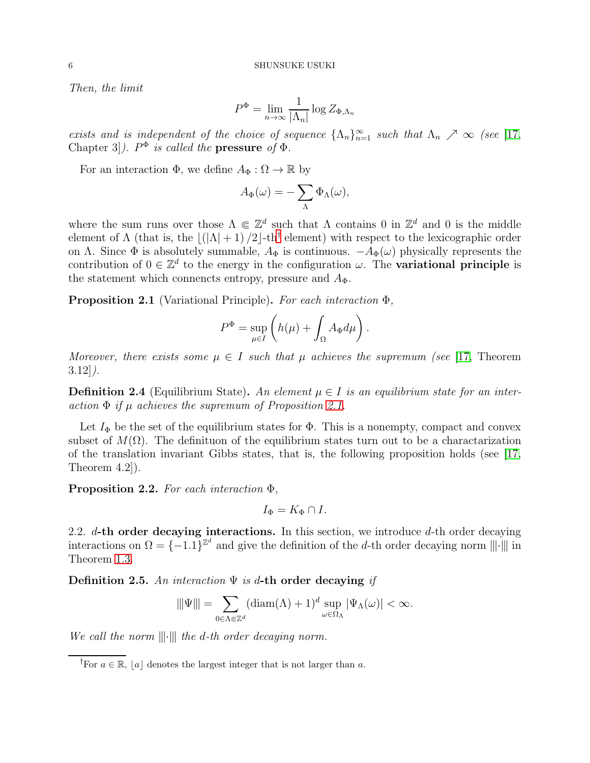*Then, the limit*

$$P^{\Phi} = \lim_{n\to\infty} \frac{1}{|\Lambda_n|} \log Z_{\Phi,\Lambda_n}$$

*exists and is independent of the choice of sequence* $\{\Lambda_n\}_{n=1}^{\infty}$ *such that* $\Lambda_n \nearrow \infty$ *(see* [17, Chapter 3]*).* $P^{\Phi}$ *is called the* **pressure** *of* $\Phi$*.*

For an interaction $\Phi$, we define $A_\Phi : \Omega \to \mathbb{R}$ by

$$A_\Phi(\omega) = -\sum_{\Lambda} \Phi_\Lambda(\omega),$$

where the sum runs over those $\Lambda \Subset \mathbb{Z}^d$ such that $\Lambda$ contains 0 in $\mathbb{Z}^d$ and 0 is the middle element of $\Lambda$ (that is, the $\lfloor (|\Lambda|+1)/2 \rfloor$-th[†] element) with respect to the lexicographic order on $\Lambda$. Since $\Phi$ is absolutely summable, $A_\Phi$ is continuous. $-A_\Phi(\omega)$ physically represents the contribution of $0 \in \mathbb{Z}^d$ to the energy in the configuration $\omega$. The **variational principle** is the statement which connencts entropy, pressure and $A_\Phi$.

**Proposition 2.1** (Variational Principle)**.** *For each interaction* $\Phi$*,*

$$P^{\Phi} = \sup_{\mu \in I} \left( h(\mu) + \int_{\Omega} A_\Phi d\mu \right).$$

*Moreover, there exists some* $\mu \in I$ *such that* $\mu$ *achieves the supremum (see* [17, Theorem 3.12]*).*

**Definition 2.4** (Equilibrium State)**.** *An element* $\mu \in I$ *is an equilibrium state for an interaction* $\Phi$ *if* $\mu$ *achieves the supremum of Proposition 2.1.*

Let $I_\Phi$ be the set of the equilibrium states for $\Phi$. This is a nonempty, compact and convex subset of $M(\Omega)$. The definituon of the equilibrium states turn out to be a charactarization of the translation invariant Gibbs states, that is, the following proposition holds (see [17, Theorem 4.2]).

**Proposition 2.2.** *For each interaction* $\Phi$*,*

$$I_\Phi = K_\Phi \cap I.$$

2.2. $d$**-th order decaying interactions.** In this section, we introduce $d$-th order decaying interactions on $\Omega = \{-1.1\}^{\mathbb{Z}^d}$ and give the definition of the $d$-th order decaying norm $|||\cdot|||$ in Theorem 1.3.

**Definition 2.5.** *An interaction* $\Psi$ *is* $d$**-th order decaying** *if*

$$|||\Psi||| = \sum_{0 \in \Lambda \Subset \mathbb{Z}^d} (\mathrm{diam}(\Lambda)+1)^d \sup_{\omega \in \Omega_\Lambda} |\Psi_\Lambda(\omega)| < \infty.$$

*We call the norm* $|||\cdot|||$ *the* $d$*-th order decaying norm.*

[†] For $a \in \mathbb{R}$, $\lfloor a \rfloor$ denotes the largest integer that is not larger than $a$.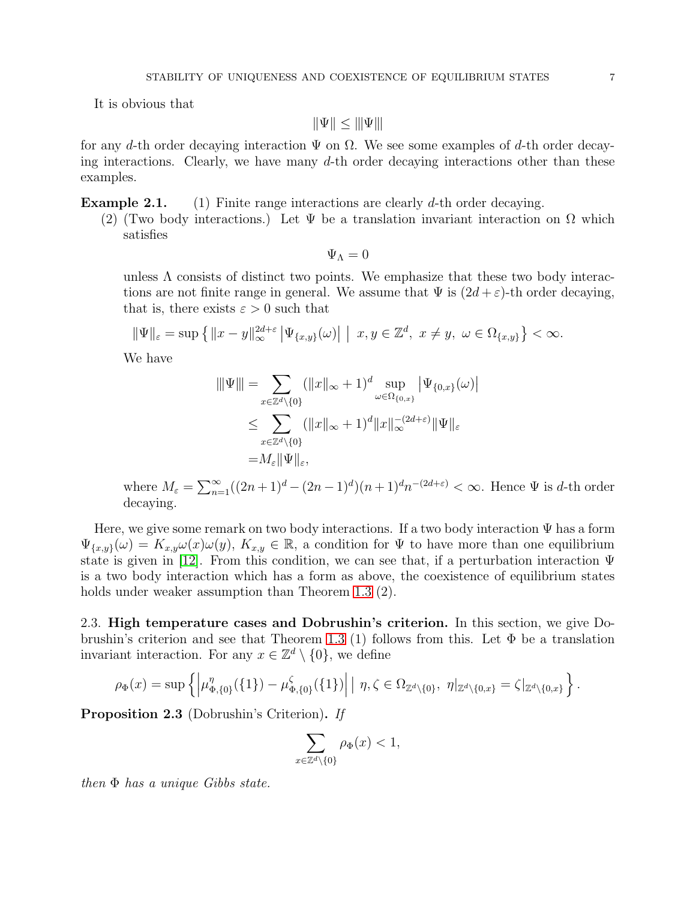It is obvious that

$$\|\Psi\| \leq |||\Psi|||$$

for any $d$-th order decaying interaction $\Psi$ on $\Omega$. We see some examples of $d$-th order decaying interactions. Clearly, we have many $d$-th order decaying interactions other than these examples.

**Example 2.1.** (1) Finite range interactions are clearly $d$-th order decaying.

(2) (Two body interactions.) Let $\Psi$ be a translation invariant interaction on $\Omega$ which satisfies

$$\Psi_\Lambda = 0$$

unless $\Lambda$ consists of distinct two points. We emphasize that these two body interactions are not finite range in general. We assume that $\Psi$ is $(2d+\varepsilon)$-th order decaying, that is, there exists $\varepsilon > 0$ such that

$$\|\Psi\|_\varepsilon = \sup\left\{ \|x-y\|_\infty^{2d+\varepsilon} \left|\Psi_{\{x,y\}}(\omega)\right| \;\middle|\; x, y \in \mathbb{Z}^d,\ x \neq y,\ \omega \in \Omega_{\{x,y\}} \right\} < \infty.$$

We have

$$\begin{aligned}
|||\Psi||| &= \sum_{x \in \mathbb{Z}^d \setminus \{0\}} (\|x\|_\infty + 1)^d \sup_{\omega \in \Omega_{\{0,x\}}} \left|\Psi_{\{0,x\}}(\omega)\right| \\
&\leq \sum_{x \in \mathbb{Z}^d \setminus \{0\}} (\|x\|_\infty + 1)^d \|x\|_\infty^{-(2d+\varepsilon)} \|\Psi\|_\varepsilon \\
&= M_\varepsilon \|\Psi\|_\varepsilon,
\end{aligned}$$

where $M_\varepsilon = \sum_{n=1}^\infty ((2n+1)^d - (2n-1)^d)(n+1)^d n^{-(2d+\varepsilon)} < \infty$. Hence $\Psi$ is $d$-th order decaying.

Here, we give some remark on two body interactions. If a two body interaction $\Psi$ has a form $\Psi_{\{x,y\}}(\omega) = K_{x,y}\omega(x)\omega(y)$, $K_{x,y} \in \mathbb{R}$, a condition for $\Psi$ to have more than one equilibrium state is given in [12]. From this condition, we can see that, if a perturbation interaction $\Psi$ is a two body interaction which has a form as above, the coexistence of equilibrium states holds under weaker assumption than Theorem 1.3 (2).

2.3. **High temperature cases and Dobrushin's criterion.** In this section, we give Dobrushin's criterion and see that Theorem 1.3 (1) follows from this. Let $\Phi$ be a translation invariant interaction. For any $x \in \mathbb{Z}^d \setminus \{0\}$, we define

$$\rho_\Phi(x) = \sup\left\{ \left|\mu^\eta_{\Phi,\{0\}}(\{1\}) - \mu^\zeta_{\Phi,\{0\}}(\{1\})\right| \;\middle|\; \eta, \zeta \in \Omega_{\mathbb{Z}^d \setminus \{0\}},\ \eta|_{\mathbb{Z}^d \setminus \{0,x\}} = \zeta|_{\mathbb{Z}^d \setminus \{0,x\}} \right\}.$$

**Proposition 2.3** (Dobrushin's Criterion). *If*

$$\sum_{x \in \mathbb{Z}^d \setminus \{0\}} \rho_\Phi(x) < 1,$$

*then $\Phi$ has a unique Gibbs state.*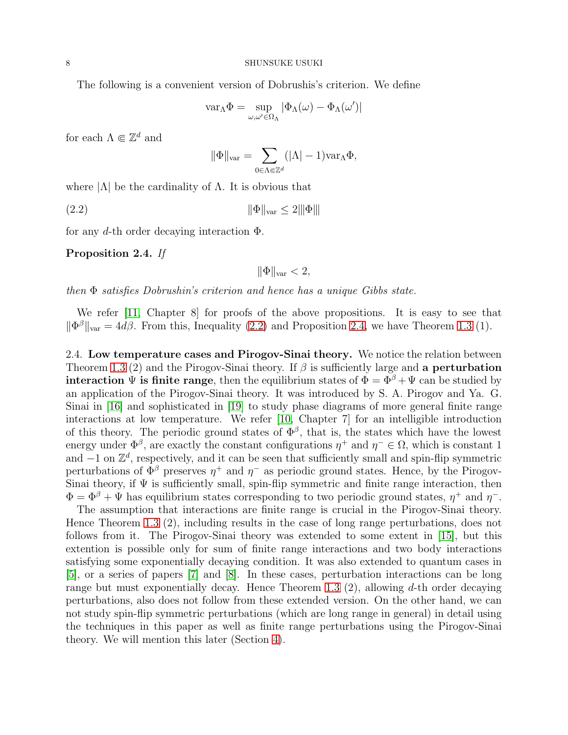The following is a convenient version of Dobrushis's criterion. We define

$$\mathrm{var}_\Lambda \Phi = \sup_{\omega,\omega' \in \Omega_\Lambda} |\Phi_\Lambda(\omega) - \Phi_\Lambda(\omega')|$$

for each $\Lambda \Subset \mathbb{Z}^d$ and

$$\|\Phi\|_{\mathrm{var}} = \sum_{0 \in \Lambda \Subset \mathbb{Z}^d} (|\Lambda| - 1)\mathrm{var}_\Lambda \Phi,$$

where $|\Lambda|$ be the cardinality of $\Lambda$. It is obvious that

$$\|\Phi\|_{\mathrm{var}} \leq 2|||\Phi||| \tag{2.2}$$

for any $d$-th order decaying interaction $\Phi$.

**Proposition 2.4.** *If*

$$\|\Phi\|_{\mathrm{var}} < 2,$$

*then $\Phi$ satisfies Dobrushin's criterion and hence has a unique Gibbs state.*

We refer [11, Chapter 8] for proofs of the above propositions. It is easy to see that $\|\Phi^\beta\|_{\mathrm{var}} = 4d\beta$. From this, Inequality (2.2) and Proposition 2.4, we have Theorem 1.3 (1).

2.4. **Low temperature cases and Pirogov-Sinai theory.** We notice the relation between Theorem 1.3 (2) and the Pirogov-Sinai theory. If $\beta$ is sufficiently large and **a perturbation interaction $\Psi$ is finite range**, then the equilibrium states of $\Phi = \Phi^\beta + \Psi$ can be studied by an application of the Pirogov-Sinai theory. It was introduced by S. A. Pirogov and Ya. G. Sinai in [16] and sophisticated in [19] to study phase diagrams of more general finite range interactions at low temperature. We refer [10, Chapter 7] for an intelligible introduction of this theory. The periodic ground states of $\Phi^\beta$, that is, the states which have the lowest energy under $\Phi^\beta$, are exactly the constant configurations $\eta^+$ and $\eta^- \in \Omega$, which is constant 1 and $-1$ on $\mathbb{Z}^d$, respectively, and it can be seen that sufficiently small and spin-flip symmetric perturbations of $\Phi^\beta$ preserves $\eta^+$ and $\eta^-$ as periodic ground states. Hence, by the Pirogov-Sinai theory, if $\Psi$ is sufficiently small, spin-flip symmetric and finite range interaction, then $\Phi = \Phi^\beta + \Psi$ has equilibrium states corresponding to two periodic ground states, $\eta^+$ and $\eta^-$.

The assumption that interactions are finite range is crucial in the Pirogov-Sinai theory. Hence Theorem 1.3 (2), including results in the case of long range perturbations, does not follows from it. The Pirogov-Sinai theory was extended to some extent in [15], but this extention is possible only for sum of finite range interactions and two body interactions satisfying some exponentially decaying condition. It was also extended to quantum cases in [5], or a series of papers [7] and [8]. In these cases, perturbation interactions can be long range but must exponentially decay. Hence Theorem 1.3 (2), allowing $d$-th order decaying perturbations, also does not follow from these extended version. On the other hand, we can not study spin-flip symmetric perturbations (which are long range in general) in detail using the techniques in this paper as well as finite range perturbations using the Pirogov-Sinai theory. We will mention this later (Section 4).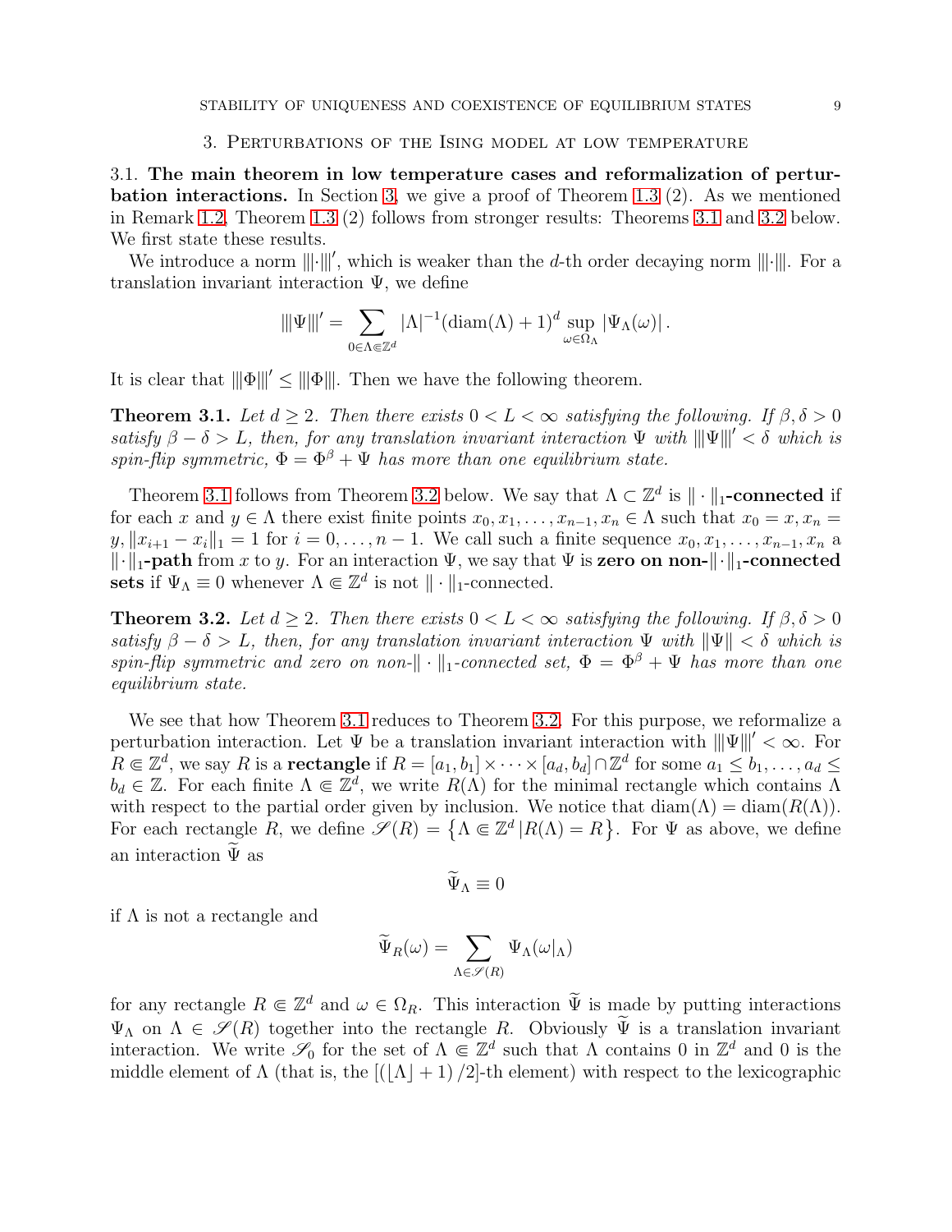## 3. Perturbations of the Ising model at low temperature

3.1. **The main theorem in low temperature cases and reformalization of perturbation interactions.** In Section 3, we give a proof of Theorem 1.3 (2). As we mentioned in Remark 1.2, Theorem 1.3 (2) follows from stronger results: Theorems 3.1 and 3.2 below. We first state these results.

We introduce a norm $|||\cdot|||'$, which is weaker than the $d$-th order decaying norm $|||\cdot|||$. For a translation invariant interaction $\Psi$, we define

$$|||\Psi|||' = \sum_{0\in\Lambda\Subset\mathbb{Z}^d} |\Lambda|^{-1}(\mathrm{diam}(\Lambda)+1)^d \sup_{\omega\in\Omega_\Lambda} |\Psi_\Lambda(\omega)|\,.$$

It is clear that $|||\Phi|||' \le |||\Phi|||$. Then we have the following theorem.

**Theorem 3.1.** *Let $d\ge 2$. Then there exists $0<L<\infty$ satisfying the following. If $\beta,\delta>0$ satisfy $\beta-\delta>L$, then, for any translation invariant interaction $\Psi$ with $|||\Psi|||'<\delta$ which is spin-flip symmetric, $\Phi=\Phi^\beta+\Psi$ has more than one equilibrium state.*

Theorem 3.1 follows from Theorem 3.2 below. We say that $\Lambda\subset\mathbb{Z}^d$ is $\|\cdot\|_1$**-connected** if for each $x$ and $y\in\Lambda$ there exist finite points $x_0,x_1,\dots,x_{n-1},x_n\in\Lambda$ such that $x_0=x, x_n=y, \|x_{i+1}-x_i\|_1=1$ for $i=0,\dots,n-1$. We call such a finite sequence $x_0,x_1,\dots,x_{n-1},x_n$ a $\|\cdot\|_1$**-path** from $x$ to $y$. For an interaction $\Psi$, we say that $\Psi$ is **zero on non-**$\|\cdot\|_1$**-connected sets** if $\Psi_\Lambda\equiv 0$ whenever $\Lambda\Subset\mathbb{Z}^d$ is not $\|\cdot\|_1$-connected.

**Theorem 3.2.** *Let $d\ge 2$. Then there exists $0<L<\infty$ satisfying the following. If $\beta,\delta>0$ satisfy $\beta-\delta>L$, then, for any translation invariant interaction $\Psi$ with $\|\Psi\|<\delta$ which is spin-flip symmetric and zero on non-$\|\cdot\|_1$-connected set, $\Phi=\Phi^\beta+\Psi$ has more than one equilibrium state.*

We see that how Theorem 3.1 reduces to Theorem 3.2. For this purpose, we reformalize a perturbation interaction. Let $\Psi$ be a translation invariant interaction with $|||\Psi|||'<\infty$. For $R\Subset\mathbb{Z}^d$, we say $R$ is a **rectangle** if $R=[a_1,b_1]\times\cdots\times[a_d,b_d]\cap\mathbb{Z}^d$ for some $a_1\le b_1,\dots,a_d\le b_d\in\mathbb{Z}$. For each finite $\Lambda\Subset\mathbb{Z}^d$, we write $R(\Lambda)$ for the minimal rectangle which contains $\Lambda$ with respect to the partial order given by inclusion. We notice that $\mathrm{diam}(\Lambda)=\mathrm{diam}(R(\Lambda))$. For each rectangle $R$, we define $\mathscr{S}(R)=\left\{\Lambda\Subset\mathbb{Z}^d \,|\, R(\Lambda)=R\right\}$. For $\Psi$ as above, we define an interaction $\widetilde{\Psi}$ as

$$\widetilde{\Psi}_\Lambda\equiv 0$$

if $\Lambda$ is not a rectangle and

$$\widetilde{\Psi}_R(\omega)=\sum_{\Lambda\in\mathscr{S}(R)}\Psi_\Lambda(\omega|_\Lambda)$$

for any rectangle $R\Subset\mathbb{Z}^d$ and $\omega\in\Omega_R$. This interaction $\widetilde{\Psi}$ is made by putting interactions $\Psi_\Lambda$ on $\Lambda\in\mathscr{S}(R)$ together into the rectangle $R$. Obviously $\widetilde{\Psi}$ is a translation invariant interaction. We write $\mathscr{S}_0$ for the set of $\Lambda\Subset\mathbb{Z}^d$ such that $\Lambda$ contains 0 in $\mathbb{Z}^d$ and 0 is the middle element of $\Lambda$ (that is, the $[(\lfloor\Lambda\rfloor+1)/2]$-th element) with respect to the lexicographic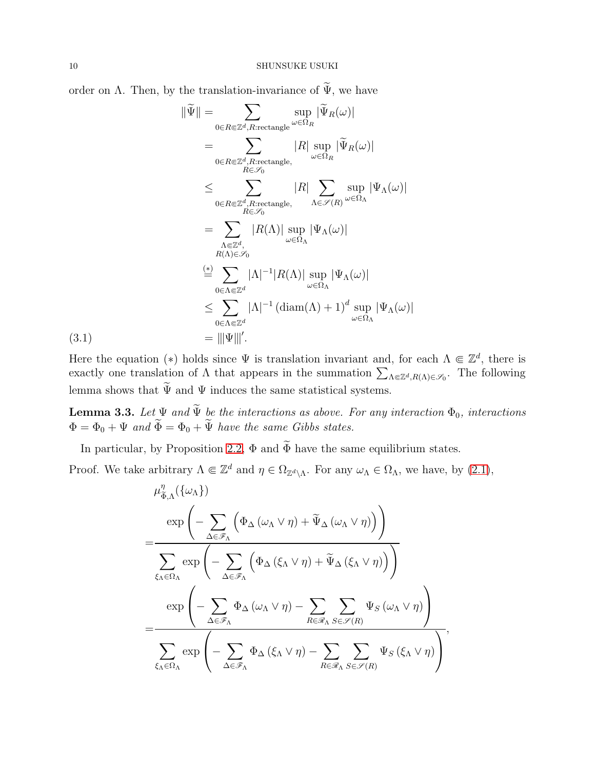order on $\Lambda$. Then, by the translation-invariance of $\widetilde{\Psi}$, we have

$$
\begin{aligned}
\|\widetilde{\Psi}\| &= \sum_{0 \in R \Subset \mathbb{Z}^d, R:\text{rectangle}} \sup_{\omega \in \Omega_R} |\widetilde{\Psi}_R(\omega)| \\
&= \sum_{\substack{0 \in R \Subset \mathbb{Z}^d, R:\text{rectangle}, \\ R \in \mathscr{S}_0}} |R| \sup_{\omega \in \Omega_R} |\widetilde{\Psi}_R(\omega)| \\
&\leq \sum_{\substack{0 \in R \Subset \mathbb{Z}^d, R:\text{rectangle}, \\ R \in \mathscr{S}_0}} |R| \sum_{\Lambda \in \mathscr{S}(R)} \sup_{\omega \in \Omega_\Lambda} |\Psi_\Lambda(\omega)| \\
&= \sum_{\substack{\Lambda \Subset \mathbb{Z}^d, \\ R(\Lambda) \in \mathscr{S}_0}} |R(\Lambda)| \sup_{\omega \in \Omega_\Lambda} |\Psi_\Lambda(\omega)| \\
&\overset{(*)}{=} \sum_{0 \in \Lambda \Subset \mathbb{Z}^d} |\Lambda|^{-1} |R(\Lambda)| \sup_{\omega \in \Omega_\Lambda} |\Psi_\Lambda(\omega)| \\
&\leq \sum_{0 \in \Lambda \Subset \mathbb{Z}^d} |\Lambda|^{-1} \left(\operatorname{diam}(\Lambda) + 1\right)^d \sup_{\omega \in \Omega_\Lambda} |\Psi_\Lambda(\omega)| \\
&= |||\Psi|||'. \qquad (3.1)
\end{aligned}
$$

Here the equation $(*)$ holds since $\Psi$ is translation invariant and, for each $\Lambda \Subset \mathbb{Z}^d$, there is exactly one translation of $\Lambda$ that appears in the summation $\sum_{\Lambda \Subset \mathbb{Z}^d, R(\Lambda) \in \mathscr{S}_0}$. The following lemma shows that $\widetilde{\Psi}$ and $\Psi$ induces the same statistical systems.

**Lemma 3.3.** *Let $\Psi$ and $\widetilde{\Psi}$ be the interactions as above. For any interaction $\Phi_0$, interactions $\Phi = \Phi_0 + \Psi$ and $\widetilde{\Phi} = \Phi_0 + \widetilde{\Psi}$ have the same Gibbs states.*

In particular, by Proposition 2.2, $\Phi$ and $\widetilde{\Phi}$ have the same equilibrium states.

*Proof.* We take arbitrary $\Lambda \Subset \mathbb{Z}^d$ and $\eta \in \Omega_{\mathbb{Z}^d \setminus \Lambda}$. For any $\omega_\Lambda \in \Omega_\Lambda$, we have, by (2.1),

$$
\begin{aligned}
&\mu^{\eta}_{\widetilde{\Phi},\Lambda}(\{\omega_\Lambda\}) \\
=& \frac{\exp\left(-\sum_{\Delta \in \mathscr{F}_\Lambda} \left(\Phi_\Delta\left(\omega_\Lambda \vee \eta\right) + \widetilde{\Psi}_\Delta\left(\omega_\Lambda \vee \eta\right)\right)\right)}{\sum_{\xi_\Lambda \in \Omega_\Lambda} \exp\left(-\sum_{\Delta \in \mathscr{F}_\Lambda} \left(\Phi_\Delta\left(\xi_\Lambda \vee \eta\right) + \widetilde{\Psi}_\Delta\left(\xi_\Lambda \vee \eta\right)\right)\right)} \\
=& \frac{\exp\left(-\sum_{\Delta \in \mathscr{F}_\Lambda} \Phi_\Delta\left(\omega_\Lambda \vee \eta\right) - \sum_{R \in \mathscr{R}_\Lambda} \sum_{S \in \mathscr{S}(R)} \Psi_S\left(\omega_\Lambda \vee \eta\right)\right)}{\sum_{\xi_\Lambda \in \Omega_\Lambda} \exp\left(-\sum_{\Delta \in \mathscr{F}_\Lambda} \Phi_\Delta\left(\xi_\Lambda \vee \eta\right) - \sum_{R \in \mathscr{R}_\Lambda} \sum_{S \in \mathscr{S}(R)} \Psi_S\left(\xi_\Lambda \vee \eta\right)\right)},
\end{aligned}
$$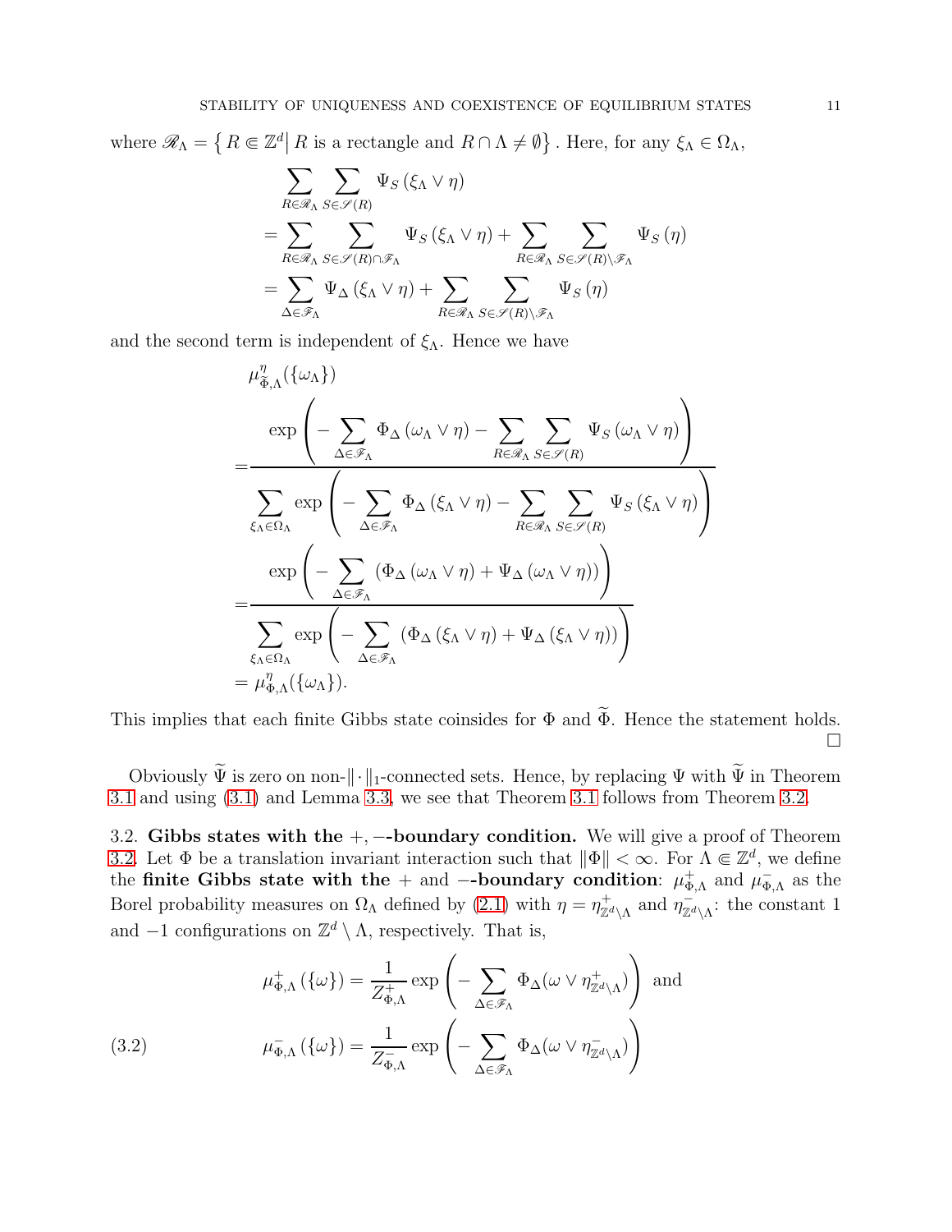where $\mathscr{R}_\Lambda = \left\{ R \Subset \mathbb{Z}^d \middle| R \text{ is a rectangle and } R \cap \Lambda \neq \emptyset \right\}$. Here, for any $\xi_\Lambda \in \Omega_\Lambda$,

$$
\begin{aligned}
&\sum_{R \in \mathscr{R}_\Lambda} \sum_{S \in \mathscr{S}(R)} \Psi_S\left(\xi_\Lambda \vee \eta\right) \\
&= \sum_{R \in \mathscr{R}_\Lambda} \sum_{S \in \mathscr{S}(R) \cap \mathscr{F}_\Lambda} \Psi_S\left(\xi_\Lambda \vee \eta\right) + \sum_{R \in \mathscr{R}_\Lambda} \sum_{S \in \mathscr{S}(R) \setminus \mathscr{F}_\Lambda} \Psi_S\left(\eta\right) \\
&= \sum_{\Delta \in \mathscr{F}_\Lambda} \Psi_\Delta\left(\xi_\Lambda \vee \eta\right) + \sum_{R \in \mathscr{R}_\Lambda} \sum_{S \in \mathscr{S}(R) \setminus \mathscr{F}_\Lambda} \Psi_S\left(\eta\right)
\end{aligned}
$$

and the second term is independent of $\xi_\Lambda$. Hence we have

$$
\begin{aligned}
&\mu^\eta_{\widetilde{\Phi},\Lambda}(\{\omega_\Lambda\}) \\
&= \frac{\exp\left( -\sum_{\Delta \in \mathscr{F}_\Lambda} \Phi_\Delta\left(\omega_\Lambda \vee \eta\right) - \sum_{R \in \mathscr{R}_\Lambda} \sum_{S \in \mathscr{S}(R)} \Psi_S\left(\omega_\Lambda \vee \eta\right) \right)}{\sum_{\xi_\Lambda \in \Omega_\Lambda} \exp\left( -\sum_{\Delta \in \mathscr{F}_\Lambda} \Phi_\Delta\left(\xi_\Lambda \vee \eta\right) - \sum_{R \in \mathscr{R}_\Lambda} \sum_{S \in \mathscr{S}(R)} \Psi_S\left(\xi_\Lambda \vee \eta\right) \right)} \\
&= \frac{\exp\left( -\sum_{\Delta \in \mathscr{F}_\Lambda} \left(\Phi_\Delta\left(\omega_\Lambda \vee \eta\right) + \Psi_\Delta\left(\omega_\Lambda \vee \eta\right)\right) \right)}{\sum_{\xi_\Lambda \in \Omega_\Lambda} \exp\left( -\sum_{\Delta \in \mathscr{F}_\Lambda} \left(\Phi_\Delta\left(\xi_\Lambda \vee \eta\right) + \Psi_\Delta\left(\xi_\Lambda \vee \eta\right)\right) \right)} \\
&= \mu^\eta_{\Phi,\Lambda}(\{\omega_\Lambda\}).
\end{aligned}
$$

This implies that each finite Gibbs state coinsides for $\Phi$ and $\widetilde{\Phi}$. Hence the statement holds. □

Obviously $\widetilde{\Psi}$ is zero on non-$\|\cdot\|_1$-connected sets. Hence, by replacing $\Psi$ with $\widetilde{\Psi}$ in Theorem 3.1 and using (3.1) and Lemma 3.3, we see that Theorem 3.1 follows from Theorem 3.2.

3.2. **Gibbs states with the $+,-$-boundary condition.** We will give a proof of Theorem 3.2. Let $\Phi$ be a translation invariant interaction such that $\|\Phi\| < \infty$. For $\Lambda \Subset \mathbb{Z}^d$, we define the **finite Gibbs state with the $+$ and $-$-boundary condition**: $\mu^+_{\Phi,\Lambda}$ and $\mu^-_{\Phi,\Lambda}$ as the Borel probability measures on $\Omega_\Lambda$ defined by (2.1) with $\eta = \eta^+_{\mathbb{Z}^d\setminus\Lambda}$ and $\eta^-_{\mathbb{Z}^d\setminus\Lambda}$: the constant 1 and $-1$ configurations on $\mathbb{Z}^d \setminus \Lambda$, respectively. That is,

$$
\mu^+_{\Phi,\Lambda}\left(\{\omega\}\right) = \frac{1}{Z^+_{\Phi,\Lambda}} \exp\left( -\sum_{\Delta \in \mathscr{F}_\Lambda} \Phi_\Delta(\omega \vee \eta^+_{\mathbb{Z}^d\setminus\Lambda}) \right) \text{ and}
$$

$$
\mu^-_{\Phi,\Lambda}\left(\{\omega\}\right) = \frac{1}{Z^-_{\Phi,\Lambda}} \exp\left( -\sum_{\Delta \in \mathscr{F}_\Lambda} \Phi_\Delta(\omega \vee \eta^-_{\mathbb{Z}^d\setminus\Lambda}) \right) \tag{3.2}
$$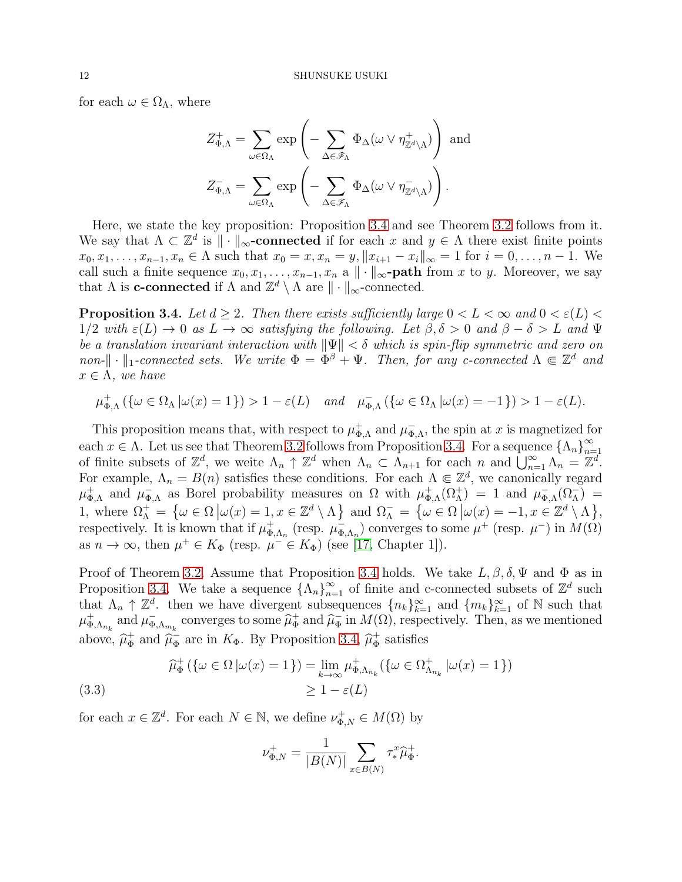for each $\omega \in \Omega_\Lambda$, where

$$Z^+_{\Phi,\Lambda} = \sum_{\omega \in \Omega_\Lambda} \exp\left( - \sum_{\Delta \in \mathscr{F}_\Lambda} \Phi_\Delta(\omega \vee \eta^+_{\mathbb{Z}^d \setminus \Lambda}) \right) \text{ and}$$

$$Z^-_{\Phi,\Lambda} = \sum_{\omega \in \Omega_\Lambda} \exp\left( - \sum_{\Delta \in \mathscr{F}_\Lambda} \Phi_\Delta(\omega \vee \eta^-_{\mathbb{Z}^d \setminus \Lambda}) \right).$$

Here, we state the key proposition: Proposition 3.4 and see Theorem 3.2 follows from it. We say that $\Lambda \subset \mathbb{Z}^d$ is $\|\cdot\|_\infty$**-connected** if for each $x$ and $y \in \Lambda$ there exist finite points $x_0, x_1, \ldots, x_{n-1}, x_n \in \Lambda$ such that $x_0 = x, x_n = y, \|x_{i+1} - x_i\|_\infty = 1$ for $i = 0, \ldots, n-1$. We call such a finite sequence $x_0, x_1, \ldots, x_{n-1}, x_n$ a $\|\cdot\|_\infty$**-path** from $x$ to $y$. Moreover, we say that $\Lambda$ is **c-connected** if $\Lambda$ and $\mathbb{Z}^d \setminus \Lambda$ are $\|\cdot\|_\infty$-connected.

**Proposition 3.4.** *Let $d \geq 2$. Then there exists sufficiently large $0 < L < \infty$ and $0 < \varepsilon(L) < 1/2$ with $\varepsilon(L) \to 0$ as $L \to \infty$ satisfying the following. Let $\beta, \delta > 0$ and $\beta - \delta > L$ and $\Psi$ be a translation invariant interaction with $\|\Psi\| < \delta$ which is spin-flip symmetric and zero on non-$\|\cdot\|_1$-connected sets. We write $\Phi = \Phi^\beta + \Psi$. Then, for any c-connected $\Lambda \Subset \mathbb{Z}^d$ and $x \in \Lambda$, we have*

$$\mu^+_{\Phi,\Lambda}(\{\omega \in \Omega_\Lambda \,|\, \omega(x) = 1\}) > 1 - \varepsilon(L) \quad \text{and} \quad \mu^-_{\Phi,\Lambda}(\{\omega \in \Omega_\Lambda \,|\, \omega(x) = -1\}) > 1 - \varepsilon(L).$$

This proposition means that, with respect to $\mu^+_{\Phi,\Lambda}$ and $\mu^-_{\Phi,\Lambda}$, the spin at $x$ is magnetized for each $x \in \Lambda$. Let us see that Theorem 3.2 follows from Proposition 3.4. For a sequence $\{\Lambda_n\}_{n=1}^\infty$ of finite subsets of $\mathbb{Z}^d$, we weite $\Lambda_n \uparrow \mathbb{Z}^d$ when $\Lambda_n \subset \Lambda_{n+1}$ for each $n$ and $\bigcup_{n=1}^\infty \Lambda_n = \mathbb{Z}^d$. For example, $\Lambda_n = B(n)$ satisfies these conditions. For each $\Lambda \Subset \mathbb{Z}^d$, we canonically regard $\mu^+_{\Phi,\Lambda}$ and $\mu^-_{\Phi,\Lambda}$ as Borel probability measures on $\Omega$ with $\mu^+_{\Phi,\Lambda}(\Omega^+_\Lambda) = 1$ and $\mu^-_{\Phi,\Lambda}(\Omega^-_\Lambda) = 1$, where $\Omega^+_\Lambda = \{\omega \in \Omega \,|\, \omega(x) = 1, x \in \mathbb{Z}^d \setminus \Lambda\}$ and $\Omega^-_\Lambda = \{\omega \in \Omega \,|\, \omega(x) = -1, x \in \mathbb{Z}^d \setminus \Lambda\}$, respectively. It is known that if $\mu^+_{\Phi,\Lambda_n}$ (resp. $\mu^-_{\Phi,\Lambda_n}$) converges to some $\mu^+$ (resp. $\mu^-$) in $M(\Omega)$ as $n \to \infty$, then $\mu^+ \in K_\Phi$ (resp. $\mu^- \in K_\Phi$) (see [17, Chapter 1]).

*Proof of Theorem 3.2.* Assume that Proposition 3.4 holds. We take $L, \beta, \delta, \Psi$ and $\Phi$ as in Proposition 3.4. We take a sequence $\{\Lambda_n\}_{n=1}^\infty$ of finite and c-connected subsets of $\mathbb{Z}^d$ such that $\Lambda_n \uparrow \mathbb{Z}^d$. then we have divergent subsequences $\{n_k\}_{k=1}^\infty$ and $\{m_k\}_{k=1}^\infty$ of $\mathbb{N}$ such that $\mu^+_{\Phi,\Lambda_{n_k}}$ and $\mu^-_{\Phi,\Lambda_{m_k}}$ converges to some $\widehat{\mu}^+_\Phi$ and $\widehat{\mu}^-_\Phi$ in $M(\Omega)$, respectively. Then, as we mentioned above, $\widehat{\mu}^+_\Phi$ and $\widehat{\mu}^-_\Phi$ are in $K_\Phi$. By Proposition 3.4, $\widehat{\mu}^+_\Phi$ satisfies

$$\begin{aligned} \widehat{\mu}^+_\Phi(\{\omega \in \Omega \,|\, \omega(x) = 1\}) &= \lim_{k\to\infty} \mu^+_{\Phi,\Lambda_{n_k}}(\{\omega \in \Omega^+_{\Lambda_{n_k}} \,|\, \omega(x) = 1\}) \\ &\geq 1 - \varepsilon(L) \end{aligned} \tag{3.3}$$

for each $x \in \mathbb{Z}^d$. For each $N \in \mathbb{N}$, we define $\nu^+_{\Phi,N} \in M(\Omega)$ by

$$\nu^+_{\Phi,N} = \frac{1}{|B(N)|} \sum_{x \in B(N)} \tau^x_* \widehat{\mu}^+_\Phi.$$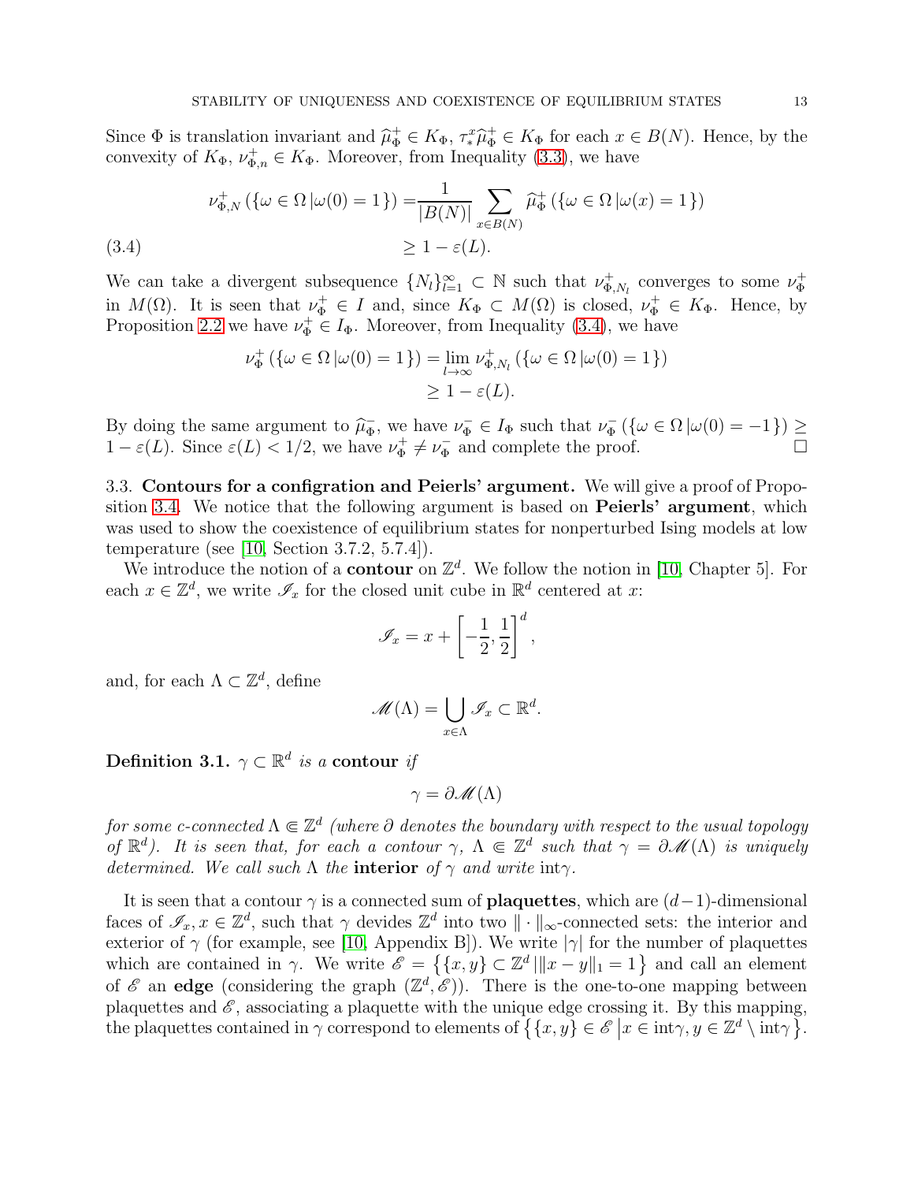Since $\Phi$ is translation invariant and $\widehat{\mu}_\Phi^+ \in K_\Phi$, $\tau_*^x \widehat{\mu}_\Phi^+ \in K_\Phi$ for each $x \in B(N)$. Hence, by the convexity of $K_\Phi$, $\nu_{\Phi,n}^+ \in K_\Phi$. Moreover, from Inequality (3.3), we have

$$
\begin{aligned}
\nu_{\Phi,N}^+ (\{\omega \in \Omega \,|\, \omega(0) = 1\}) &= \frac{1}{|B(N)|} \sum_{x \in B(N)} \widehat{\mu}_\Phi^+ (\{\omega \in \Omega \,|\, \omega(x) = 1\}) \\
&\geq 1 - \varepsilon(L).
\end{aligned} \tag{3.4}
$$

We can take a divergent subsequence $\{N_l\}_{l=1}^\infty \subset \mathbb{N}$ such that $\nu_{\Phi,N_l}^+$ converges to some $\nu_\Phi^+$ in $M(\Omega)$. It is seen that $\nu_\Phi^+ \in I$ and, since $K_\Phi \subset M(\Omega)$ is closed, $\nu_\Phi^+ \in K_\Phi$. Hence, by Proposition 2.2 we have $\nu_\Phi^+ \in I_\Phi$. Moreover, from Inequality (3.4), we have

$$
\begin{aligned}
\nu_\Phi^+ (\{\omega \in \Omega \,|\, \omega(0) = 1\}) &= \lim_{l \to \infty} \nu_{\Phi,N_l}^+ (\{\omega \in \Omega \,|\, \omega(0) = 1\}) \\
&\geq 1 - \varepsilon(L).
\end{aligned}
$$

By doing the same argument to $\widehat{\mu}_\Phi^-$, we have $\nu_\Phi^- \in I_\Phi$ such that $\nu_\Phi^- (\{\omega \in \Omega \,|\, \omega(0) = -1\}) \geq 1 - \varepsilon(L)$. Since $\varepsilon(L) < 1/2$, we have $\nu_\Phi^+ \neq \nu_\Phi^-$ and complete the proof. $\square$

### 3.3. Contours for a configration and Peierls' argument.

We will give a proof of Proposition 3.4. We notice that the following argument is based on **Peierls' argument**, which was used to show the coexistence of equilibrium states for nonperturbed Ising models at low temperature (see [10, Section 3.7.2, 5.7.4]).

We introduce the notion of a **contour** on $\mathbb{Z}^d$. We follow the notion in [10, Chapter 5]. For each $x \in \mathbb{Z}^d$, we write $\mathscr{I}_x$ for the closed unit cube in $\mathbb{R}^d$ centered at $x$:

$$
\mathscr{I}_x = x + \left[ -\frac{1}{2}, \frac{1}{2} \right]^d,
$$

and, for each $\Lambda \subset \mathbb{Z}^d$, define

$$
\mathscr{M}(\Lambda) = \bigcup_{x \in \Lambda} \mathscr{I}_x \subset \mathbb{R}^d.
$$

**Definition 3.1.** *$\gamma \subset \mathbb{R}^d$ is a* **contour** *if*

$$
\gamma = \partial \mathscr{M}(\Lambda)
$$

*for some c-connected $\Lambda \Subset \mathbb{Z}^d$ (where $\partial$ denotes the boundary with respect to the usual topology of $\mathbb{R}^d$). It is seen that, for each a contour $\gamma$, $\Lambda \Subset \mathbb{Z}^d$ such that $\gamma = \partial \mathscr{M}(\Lambda)$ is uniquely determined. We call such $\Lambda$ the* **interior** *of $\gamma$ and write* $\mathrm{int}\gamma$.

It is seen that a contour $\gamma$ is a connected sum of **plaquettes**, which are $(d-1)$-dimensional faces of $\mathscr{I}_x$, $x \in \mathbb{Z}^d$, such that $\gamma$ devides $\mathbb{Z}^d$ into two $\|\cdot\|_\infty$-connected sets: the interior and exterior of $\gamma$ (for example, see [10, Appendix B]). We write $|\gamma|$ for the number of plaquettes which are contained in $\gamma$. We write $\mathscr{E} = \left\{ \{x, y\} \subset \mathbb{Z}^d \,|\, \|x - y\|_1 = 1 \right\}$ and call an element of $\mathscr{E}$ an **edge** (considering the graph $(\mathbb{Z}^d, \mathscr{E})$). There is the one-to-one mapping between plaquettes and $\mathscr{E}$, associating a plaquette with the unique edge crossing it. By this mapping, the plaquettes contained in $\gamma$ correspond to elements of $\left\{ \{x, y\} \in \mathscr{E} \,\middle|\, x \in \mathrm{int}\gamma, y \in \mathbb{Z}^d \setminus \mathrm{int}\gamma \right\}$.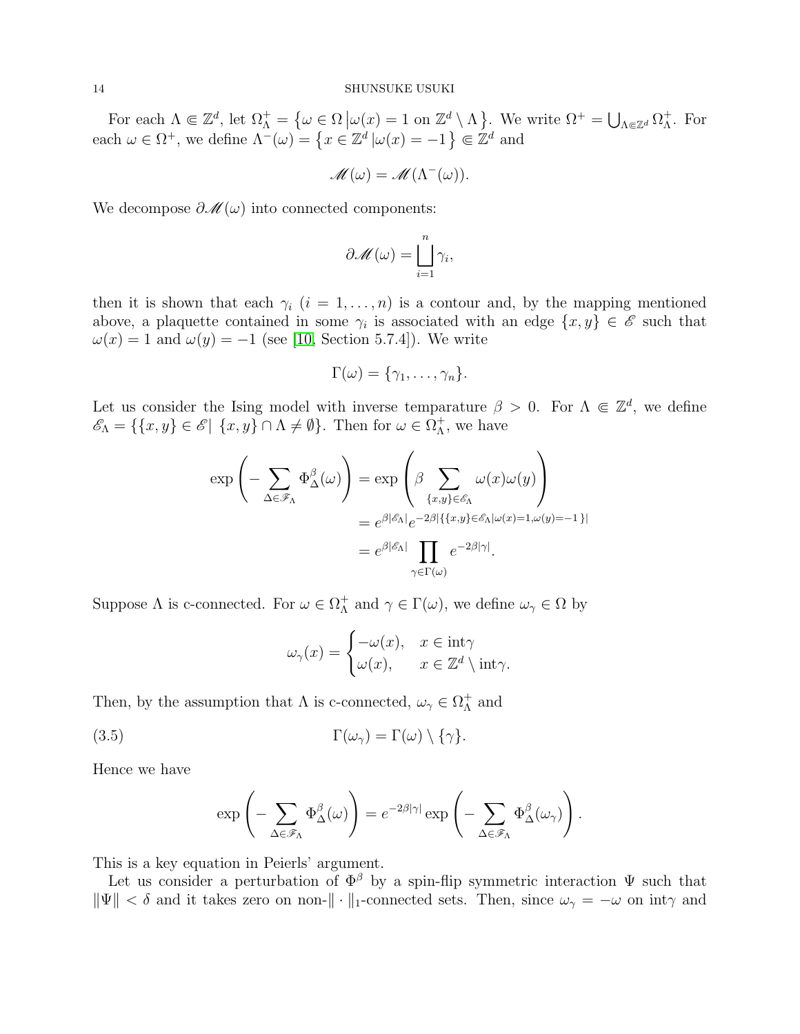For each $\Lambda \Subset \mathbb{Z}^d$, let $\Omega_\Lambda^+ = \{\omega \in \Omega \,|\, \omega(x) = 1 \text{ on } \mathbb{Z}^d \setminus \Lambda\}$. We write $\Omega^+ = \bigcup_{\Lambda \Subset \mathbb{Z}^d} \Omega_\Lambda^+$. For each $\omega \in \Omega^+$, we define $\Lambda^-(\omega) = \{x \in \mathbb{Z}^d \,|\, \omega(x) = -1\} \Subset \mathbb{Z}^d$ and

$$\mathscr{M}(\omega) = \mathscr{M}(\Lambda^-(\omega)).$$

We decompose $\partial \mathscr{M}(\omega)$ into connected components:

$$\partial \mathscr{M}(\omega) = \bigsqcup_{i=1}^n \gamma_i,$$

then it is shown that each $\gamma_i$ ($i = 1, \dots, n$) is a contour and, by the mapping mentioned above, a plaquette contained in some $\gamma_i$ is associated with an edge $\{x, y\} \in \mathscr{E}$ such that $\omega(x) = 1$ and $\omega(y) = -1$ (see [10, Section 5.7.4]). We write

$$\Gamma(\omega) = \{\gamma_1, \dots, \gamma_n\}.$$

Let us consider the Ising model with inverse temparature $\beta > 0$. For $\Lambda \Subset \mathbb{Z}^d$, we define $\mathscr{E}_\Lambda = \{\{x, y\} \in \mathscr{E} |\ \{x, y\} \cap \Lambda \neq \emptyset\}$. Then for $\omega \in \Omega_\Lambda^+$, we have

$$\begin{aligned}
\exp\left(-\sum_{\Delta \in \mathscr{F}_\Lambda} \Phi_\Delta^\beta(\omega)\right) &= \exp\left(\beta \sum_{\{x,y\} \in \mathscr{E}_\Lambda} \omega(x)\omega(y)\right) \\
&= e^{\beta|\mathscr{E}_\Lambda|} e^{-2\beta|\{\{x,y\} \in \mathscr{E}_\Lambda | \omega(x)=1, \omega(y)=-1\}|} \\
&= e^{\beta|\mathscr{E}_\Lambda|} \prod_{\gamma \in \Gamma(\omega)} e^{-2\beta|\gamma|}.
\end{aligned}$$

Suppose $\Lambda$ is c-connected. For $\omega \in \Omega_\Lambda^+$ and $\gamma \in \Gamma(\omega)$, we define $\omega_\gamma \in \Omega$ by

$$\omega_\gamma(x) = \begin{cases} -\omega(x), & x \in \mathrm{int}\gamma \\ \omega(x), & x \in \mathbb{Z}^d \setminus \mathrm{int}\gamma. \end{cases}$$

Then, by the assumption that $\Lambda$ is c-connected, $\omega_\gamma \in \Omega_\Lambda^+$ and

$$\Gamma(\omega_\gamma) = \Gamma(\omega) \setminus \{\gamma\}. \tag{3.5}$$

Hence we have

$$\exp\left(-\sum_{\Delta \in \mathscr{F}_\Lambda} \Phi_\Delta^\beta(\omega)\right) = e^{-2\beta|\gamma|} \exp\left(-\sum_{\Delta \in \mathscr{F}_\Lambda} \Phi_\Delta^\beta(\omega_\gamma)\right).$$

This is a key equation in Peierls' argument.

Let us consider a perturbation of $\Phi^\beta$ by a spin-flip symmetric interaction $\Psi$ such that $\|\Psi\| < \delta$ and it takes zero on non-$\|\cdot\|_1$-connected sets. Then, since $\omega_\gamma = -\omega$ on $\mathrm{int}\gamma$ and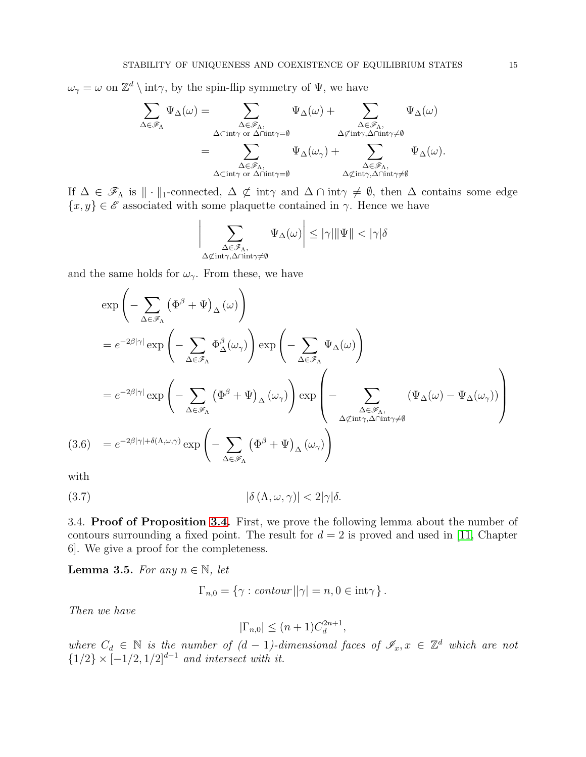$\omega_\gamma = \omega$ on $\mathbb{Z}^d \setminus \mathrm{int}\gamma$, by the spin-flip symmetry of $\Psi$, we have

$$
\begin{aligned}
\sum_{\Delta \in \mathscr{F}_\Lambda} \Psi_\Delta(\omega) &= \sum_{\substack{\Delta \in \mathscr{F}_\Lambda, \\ \Delta \subset \mathrm{int}\gamma \text{ or } \Delta \cap \mathrm{int}\gamma = \emptyset}} \Psi_\Delta(\omega) + \sum_{\substack{\Delta \in \mathscr{F}_\Lambda, \\ \Delta \not\subset \mathrm{int}\gamma, \Delta \cap \mathrm{int}\gamma \neq \emptyset}} \Psi_\Delta(\omega) \\
&= \sum_{\substack{\Delta \in \mathscr{F}_\Lambda, \\ \Delta \subset \mathrm{int}\gamma \text{ or } \Delta \cap \mathrm{int}\gamma = \emptyset}} \Psi_\Delta(\omega_\gamma) + \sum_{\substack{\Delta \in \mathscr{F}_\Lambda, \\ \Delta \not\subset \mathrm{int}\gamma, \Delta \cap \mathrm{int}\gamma \neq \emptyset}} \Psi_\Delta(\omega).
\end{aligned}
$$

If $\Delta \in \mathscr{F}_\Lambda$ is $\| \cdot \|_1$-connected, $\Delta \not\subset \mathrm{int}\gamma$ and $\Delta \cap \mathrm{int}\gamma \neq \emptyset$, then $\Delta$ contains some edge $\{x, y\} \in \mathscr{E}$ associated with some plaquette contained in $\gamma$. Hence we have

$$
\left| \sum_{\substack{\Delta \in \mathscr{F}_\Lambda, \\ \Delta \not\subset \mathrm{int}\gamma, \Delta \cap \mathrm{int}\gamma \neq \emptyset}} \Psi_\Delta(\omega) \right| \leq |\gamma| \|\Psi\| < |\gamma| \delta
$$

and the same holds for $\omega_\gamma$. From these, we have

$$
\begin{aligned}
&\exp\left( - \sum_{\Delta \in \mathscr{F}_\Lambda} \left( \Phi^\beta + \Psi \right)_\Delta (\omega) \right) \\
&= e^{-2\beta|\gamma|} \exp\left( - \sum_{\Delta \in \mathscr{F}_\Lambda} \Phi^\beta_\Delta(\omega_\gamma) \right) \exp\left( - \sum_{\Delta \in \mathscr{F}_\Lambda} \Psi_\Delta(\omega) \right) \\
&= e^{-2\beta|\gamma|} \exp\left( - \sum_{\Delta \in \mathscr{F}_\Lambda} \left( \Phi^\beta + \Psi \right)_\Delta (\omega_\gamma) \right) \exp\left( - \sum_{\substack{\Delta \in \mathscr{F}_\Lambda, \\ \Delta \not\subset \mathrm{int}\gamma, \Delta \cap \mathrm{int}\gamma \neq \emptyset}} \left( \Psi_\Delta(\omega) - \Psi_\Delta(\omega_\gamma) \right) \right) \\
&= e^{-2\beta|\gamma| + \delta(\Lambda, \omega, \gamma)} \exp\left( - \sum_{\Delta \in \mathscr{F}_\Lambda} \left( \Phi^\beta + \Psi \right)_\Delta (\omega_\gamma) \right) \qquad (3.6)
\end{aligned}
$$

with

$$
|\delta(\Lambda, \omega, \gamma)| < 2|\gamma|\delta. \qquad (3.7)
$$

## 3.4. Proof of Proposition 3.4.

First, we prove the following lemma about the number of contours surrounding a fixed point. The result for $d = 2$ is proved and used in [11, Chapter 6]. We give a proof for the completeness.

**Lemma 3.5.** *For any $n \in \mathbb{N}$, let*

$$
\Gamma_{n,0} = \{ \gamma : \text{contour} \, | \, |\gamma| = n, 0 \in \mathrm{int}\gamma \}.
$$

*Then we have*

$$
|\Gamma_{n,0}| \leq (n+1) C_d^{2n+1},
$$

*where $C_d \in \mathbb{N}$ is the number of $(d-1)$-dimensional faces of $\mathscr{I}_x, x \in \mathbb{Z}^d$ which are not $\{1/2\} \times [-1/2, 1/2]^{d-1}$ and intersect with it.*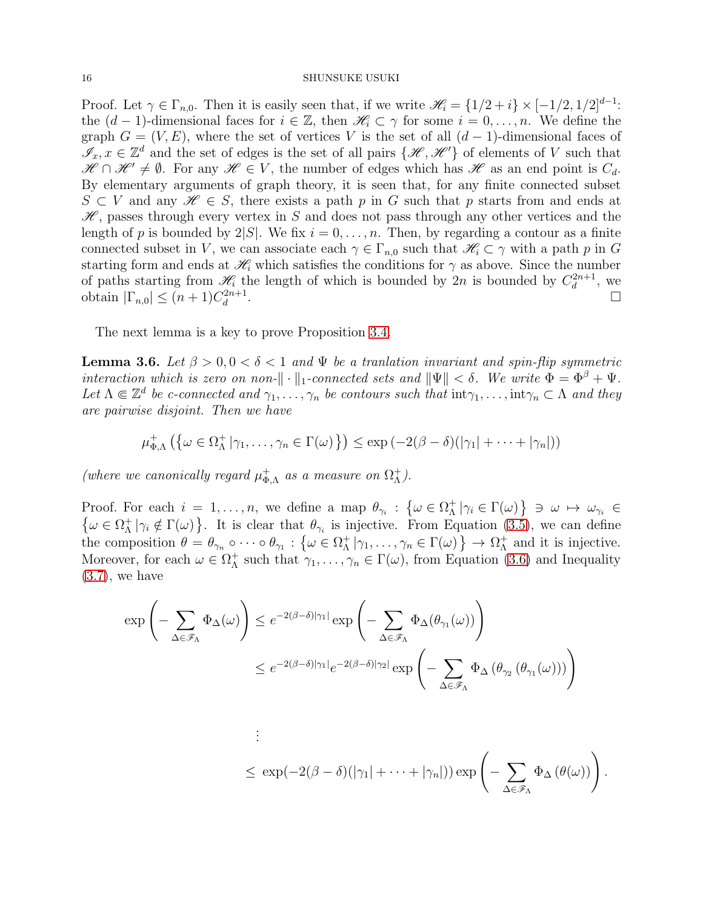Proof. Let $\gamma \in \Gamma_{n,0}$. Then it is easily seen that, if we write $\mathscr{H}_i = \{1/2 + i\} \times [-1/2, 1/2]^{d-1}$: the $(d-1)$-dimensional faces for $i \in \mathbb{Z}$, then $\mathscr{H}_i \subset \gamma$ for some $i = 0, \ldots, n$. We define the graph $G = (V, E)$, where the set of vertices $V$ is the set of all $(d-1)$-dimensional faces of $\mathscr{I}_x, x \in \mathbb{Z}^d$ and the set of edges is the set of all pairs $\{\mathscr{H}, \mathscr{H}'\}$ of elements of $V$ such that $\mathscr{H} \cap \mathscr{H}' \neq \emptyset$. For any $\mathscr{H} \in V$, the number of edges which has $\mathscr{H}$ as an end point is $C_d$. By elementary arguments of graph theory, it is seen that, for any finite connected subset $S \subset V$ and any $\mathscr{H} \in S$, there exists a path $p$ in $G$ such that $p$ starts from and ends at $\mathscr{H}$, passes through every vertex in $S$ and does not pass through any other vertices and the length of $p$ is bounded by $2|S|$. We fix $i = 0, \ldots, n$. Then, by regarding a contour as a finite connected subset in $V$, we can associate each $\gamma \in \Gamma_{n,0}$ such that $\mathscr{H}_i \subset \gamma$ with a path $p$ in $G$ starting form and ends at $\mathscr{H}_i$ which satisfies the conditions for $\gamma$ as above. Since the number of paths starting from $\mathscr{H}_i$ the length of which is bounded by $2n$ is bounded by $C_d^{2n+1}$, we obtain $|\Gamma_{n,0}| \leq (n+1)C_d^{2n+1}$. $\square$

The next lemma is a key to prove Proposition 3.4.

**Lemma 3.6.** *Let $\beta > 0, 0 < \delta < 1$ and $\Psi$ be a tranlation invariant and spin-flip symmetric interaction which is zero on non-$\|\cdot\|_1$-connected sets and $\|\Psi\| < \delta$. We write $\Phi = \Phi^\beta + \Psi$. Let $\Lambda \Subset \mathbb{Z}^d$ be c-connected and $\gamma_1, \ldots, \gamma_n$ be contours such that $\mathrm{int}\gamma_1, \ldots, \mathrm{int}\gamma_n \subset \Lambda$ and they are pairwise disjoint. Then we have*

$$\mu^+_{\Phi,\Lambda}\left(\left\{\omega \in \Omega^+_\Lambda \,|\, \gamma_1, \ldots, \gamma_n \in \Gamma(\omega)\right\}\right) \leq \exp\left(-2(\beta - \delta)(|\gamma_1| + \cdots + |\gamma_n|)\right)$$

*(where we canonically regard $\mu^+_{\Phi,\Lambda}$ as a measure on $\Omega^+_\Lambda$).*

Proof. For each $i = 1, \ldots, n$, we define a map $\theta_{\gamma_i} : \left\{\omega \in \Omega^+_\Lambda \,|\, \gamma_i \in \Gamma(\omega)\right\} \ni \omega \mapsto \omega_{\gamma_i} \in \left\{\omega \in \Omega^+_\Lambda \,|\, \gamma_i \notin \Gamma(\omega)\right\}$. It is clear that $\theta_{\gamma_i}$ is injective. From Equation (3.5), we can define the composition $\theta = \theta_{\gamma_n} \circ \cdots \circ \theta_{\gamma_1} : \left\{\omega \in \Omega^+_\Lambda \,|\, \gamma_1, \ldots, \gamma_n \in \Gamma(\omega)\right\} \to \Omega^+_\Lambda$ and it is injective. Moreover, for each $\omega \in \Omega^+_\Lambda$ such that $\gamma_1, \ldots, \gamma_n \in \Gamma(\omega)$, from Equation (3.6) and Inequality (3.7), we have

$$\begin{aligned}
\exp\left(-\sum_{\Delta \in \mathscr{F}_\Lambda} \Phi_\Delta(\omega)\right) &\leq e^{-2(\beta-\delta)|\gamma_1|} \exp\left(-\sum_{\Delta \in \mathscr{F}_\Lambda} \Phi_\Delta(\theta_{\gamma_1}(\omega))\right) \\
&\leq e^{-2(\beta-\delta)|\gamma_1|} e^{-2(\beta-\delta)|\gamma_2|} \exp\left(-\sum_{\Delta \in \mathscr{F}_\Lambda} \Phi_\Delta\left(\theta_{\gamma_2}\left(\theta_{\gamma_1}(\omega)\right)\right)\right) \\
&\;\;\vdots \\
&\leq \exp(-2(\beta-\delta)(|\gamma_1| + \cdots + |\gamma_n|)) \exp\left(-\sum_{\Delta \in \mathscr{F}_\Lambda} \Phi_\Delta\left(\theta(\omega)\right)\right).
\end{aligned}$$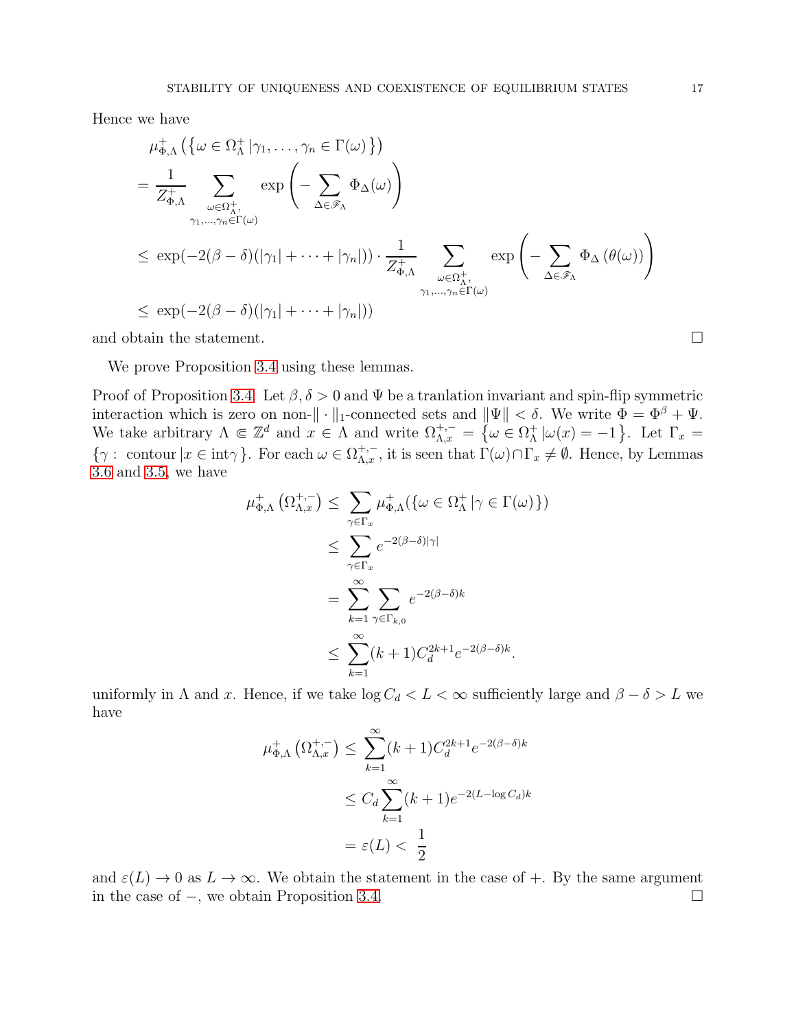Hence we have

$$
\begin{aligned}
&\mu^{+}_{\Phi,\Lambda}\left(\{\omega \in \Omega^{+}_{\Lambda} \,|\gamma_1, \dots, \gamma_n \in \Gamma(\omega)\}\right) \\
&= \frac{1}{Z^{+}_{\Phi,\Lambda}} \sum_{\substack{\omega \in \Omega^{+}_{\Lambda}, \\ \gamma_1,\dots,\gamma_n \in \Gamma(\omega)}} \exp\left(-\sum_{\Delta \in \mathscr{F}_{\Lambda}} \Phi_{\Delta}(\omega)\right) \\
&\leq \exp(-2(\beta-\delta)(|\gamma_1| + \cdots + |\gamma_n|)) \cdot \frac{1}{Z^{+}_{\Phi,\Lambda}} \sum_{\substack{\omega \in \Omega^{+}_{\Lambda}, \\ \gamma_1,\dots,\gamma_n \in \Gamma(\omega)}} \exp\left(-\sum_{\Delta \in \mathscr{F}_{\Lambda}} \Phi_{\Delta}\left(\theta(\omega)\right)\right) \\
&\leq \exp(-2(\beta-\delta)(|\gamma_1| + \cdots + |\gamma_n|))
\end{aligned}
$$

and obtain the statement. □

We prove Proposition 3.4 using these lemmas.

*Proof of Proposition 3.4.* Let $\beta, \delta > 0$ and $\Psi$ be a tranlation invariant and spin-flip symmetric interaction which is zero on non-$\|\cdot\|_1$-connected sets and $\|\Psi\| < \delta$. We write $\Phi = \Phi^{\beta} + \Psi$. We take arbitrary $\Lambda \Subset \mathbb{Z}^d$ and $x \in \Lambda$ and write $\Omega^{+,-}_{\Lambda,x} = \left\{\omega \in \Omega^{+}_{\Lambda} \,|\omega(x) = -1\right\}$. Let $\Gamma_x = \{\gamma : \text{ contour} \,| x \in \text{int}\gamma\}$. For each $\omega \in \Omega^{+,-}_{\Lambda,x}$, it is seen that $\Gamma(\omega) \cap \Gamma_x \neq \emptyset$. Hence, by Lemmas 3.6 and 3.5, we have

$$
\begin{aligned}
\mu^{+}_{\Phi,\Lambda}\left(\Omega^{+,-}_{\Lambda,x}\right) &\leq \sum_{\gamma \in \Gamma_x} \mu^{+}_{\Phi,\Lambda}(\{\omega \in \Omega^{+}_{\Lambda} \,|\gamma \in \Gamma(\omega)\}) \\
&\leq \sum_{\gamma \in \Gamma_x} e^{-2(\beta-\delta)|\gamma|} \\
&= \sum_{k=1}^{\infty} \sum_{\gamma \in \Gamma_{k,0}} e^{-2(\beta-\delta)k} \\
&\leq \sum_{k=1}^{\infty} (k+1) C_d^{2k+1} e^{-2(\beta-\delta)k}.
\end{aligned}
$$

uniformly in $\Lambda$ and $x$. Hence, if we take $\log C_d < L < \infty$ sufficiently large and $\beta - \delta > L$ we have

$$
\begin{aligned}
\mu^{+}_{\Phi,\Lambda}\left(\Omega^{+,-}_{\Lambda,x}\right) &\leq \sum_{k=1}^{\infty} (k+1) C_d^{2k+1} e^{-2(\beta-\delta)k} \\
&\leq C_d \sum_{k=1}^{\infty} (k+1) e^{-2(L-\log C_d)k} \\
&= \varepsilon(L) < \frac{1}{2}
\end{aligned}
$$

and $\varepsilon(L) \to 0$ as $L \to \infty$. We obtain the statement in the case of $+$. By the same argument in the case of $-$, we obtain Proposition 3.4. □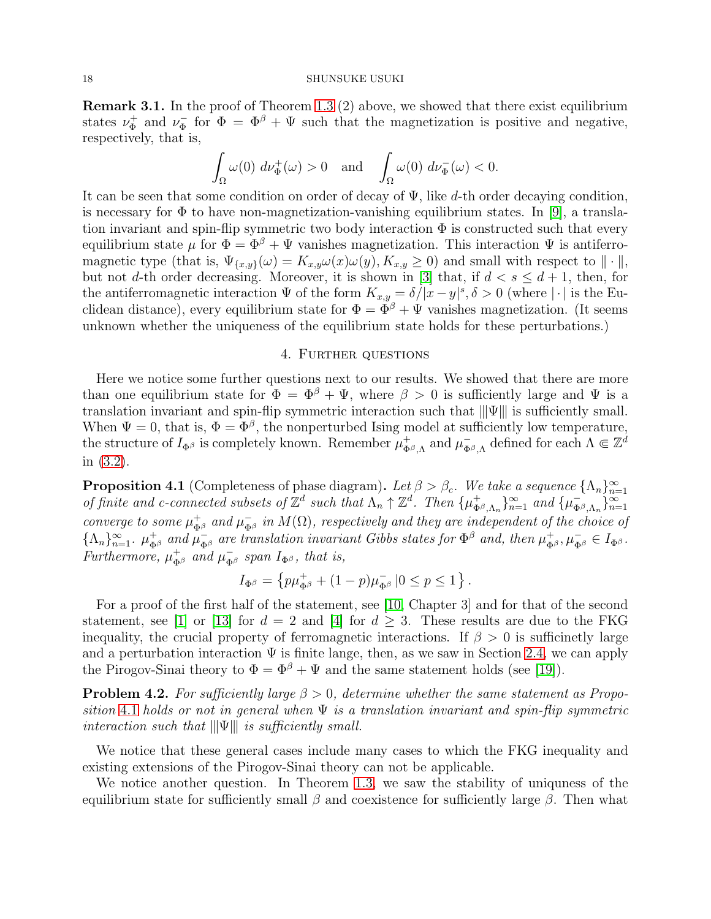**Remark 3.1.** In the proof of Theorem 1.3 (2) above, we showed that there exist equilibrium states $\nu_\Phi^+$ and $\nu_\Phi^-$ for $\Phi = \Phi^\beta + \Psi$ such that the magnetization is positive and negative, respectively, that is,

$$\int_\Omega \omega(0)\ d\nu_\Phi^+(\omega) > 0 \quad \text{and} \quad \int_\Omega \omega(0)\ d\nu_\Phi^-(\omega) < 0.$$

It can be seen that some condition on order of decay of $\Psi$, like $d$-th order decaying condition, is necessary for $\Phi$ to have non-magnetization-vanishing equilibrium states. In [9], a translation invariant and spin-flip symmetric two body interaction $\Phi$ is constructed such that every equilibrium state $\mu$ for $\Phi = \Phi^\beta + \Psi$ vanishes magnetization. This interaction $\Psi$ is antiferromagnetic type (that is, $\Psi_{\{x,y\}}(\omega) = K_{x,y}\omega(x)\omega(y), K_{x,y} \geq 0$) and small with respect to $\|\cdot\|$, but not $d$-th order decreasing. Moreover, it is shown in [3] that, if $d < s \leq d+1$, then, for the antiferromagnetic interaction $\Psi$ of the form $K_{x,y} = \delta/|x-y|^s, \delta > 0$ (where $|\cdot|$ is the Euclidean distance), every equilibrium state for $\Phi = \Phi^\beta + \Psi$ vanishes magnetization. (It seems unknown whether the uniqueness of the equilibrium state holds for these perturbations.)

## 4. Further questions

Here we notice some further questions next to our results. We showed that there are more than one equilibrium state for $\Phi = \Phi^\beta + \Psi$, where $\beta > 0$ is sufficiently large and $\Psi$ is a translation invariant and spin-flip symmetric interaction such that $|||\Psi|||$ is sufficiently small. When $\Psi = 0$, that is, $\Phi = \Phi^\beta$, the nonperturbed Ising model at sufficiently low temperature, the structure of $I_{\Phi^\beta}$ is completely known. Remember $\mu^+_{\Phi^\beta,\Lambda}$ and $\mu^-_{\Phi^\beta,\Lambda}$ defined for each $\Lambda \Subset \mathbb{Z}^d$ in (3.2).

**Proposition 4.1** (Completeness of phase diagram)**.** *Let $\beta > \beta_c$. We take a sequence $\{\Lambda_n\}_{n=1}^\infty$ of finite and c-connected subsets of $\mathbb{Z}^d$ such that $\Lambda_n \uparrow \mathbb{Z}^d$. Then $\{\mu^+_{\Phi^\beta,\Lambda_n}\}_{n=1}^\infty$ and $\{\mu^-_{\Phi^\beta,\Lambda_n}\}_{n=1}^\infty$ converge to some $\mu^+_{\Phi^\beta}$ and $\mu^-_{\Phi^\beta}$ in $M(\Omega)$, respectively and they are independent of the choice of $\{\Lambda_n\}_{n=1}^\infty$. $\mu^+_{\Phi^\beta}$ and $\mu^-_{\Phi^\beta}$ are translation invariant Gibbs states for $\Phi^\beta$ and, then $\mu^+_{\Phi^\beta}, \mu^-_{\Phi^\beta} \in I_{\Phi^\beta}$. Furthermore, $\mu^+_{\Phi^\beta}$ and $\mu^-_{\Phi^\beta}$ span $I_{\Phi^\beta}$, that is,*

$$I_{\Phi^\beta} = \left\{ p\mu^+_{\Phi^\beta} + (1-p)\mu^-_{\Phi^\beta} \,|0 \leq p \leq 1 \right\}.$$

For a proof of the first half of the statement, see [10, Chapter 3] and for that of the second statement, see [1] or [13] for $d = 2$ and [4] for $d \geq 3$. These results are due to the FKG inequality, the crucial property of ferromagnetic interactions. If $\beta > 0$ is sufficinetly large and a perturbation interaction $\Psi$ is finite lange, then, as we saw in Section 2.4, we can apply the Pirogov-Sinai theory to $\Phi = \Phi^\beta + \Psi$ and the same statement holds (see [19]).

**Problem 4.2.** *For sufficiently large $\beta > 0$, determine whether the same statement as Proposition 4.1 holds or not in general when $\Psi$ is a translation invariant and spin-flip symmetric interaction such that $|||\Psi|||$ is sufficiently small.*

We notice that these general cases include many cases to which the FKG inequality and existing extensions of the Pirogov-Sinai theory can not be applicable.

We notice another question. In Theorem 1.3, we saw the stability of uniquness of the equilibrium state for sufficiently small $\beta$ and coexistence for sufficiently large $\beta$. Then what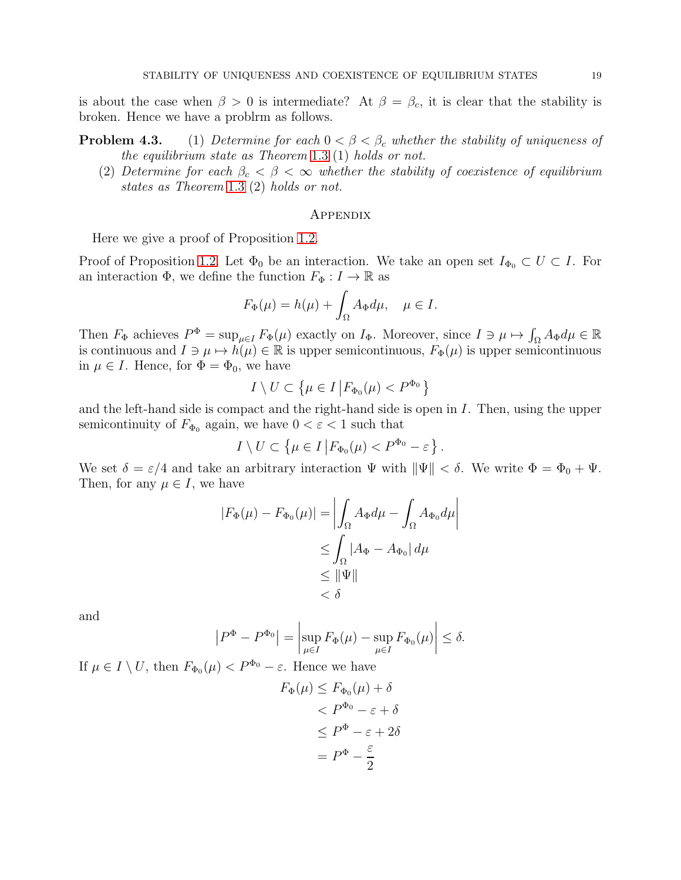is about the case when $\beta > 0$ is intermediate? At $\beta = \beta_c$, it is clear that the stability is broken. Hence we have a problrm as follows.

**Problem 4.3.** (1) *Determine for each $0 < \beta < \beta_c$ whether the stability of uniqueness of the equilibrium state as Theorem 1.3 (1) holds or not.*

(2) *Determine for each $\beta_c < \beta < \infty$ whether the stability of coexistence of equilibrium states as Theorem 1.3 (2) holds or not.*

## Appendix

Here we give a proof of Proposition 1.2.

*Proof of Proposition 1.2.* Let $\Phi_0$ be an interaction. We take an open set $I_{\Phi_0} \subset U \subset I$. For an interaction $\Phi$, we define the function $F_\Phi : I \to \mathbb{R}$ as

$$F_\Phi(\mu) = h(\mu) + \int_\Omega A_\Phi d\mu, \quad \mu \in I.$$

Then $F_\Phi$ achieves $P^\Phi = \sup_{\mu \in I} F_\Phi(\mu)$ exactly on $I_\Phi$. Moreover, since $I \ni \mu \mapsto \int_\Omega A_\Phi d\mu \in \mathbb{R}$ is continuous and $I \ni \mu \mapsto h(\mu) \in \mathbb{R}$ is upper semicontinuous, $F_\Phi(\mu)$ is upper semicontinuous in $\mu \in I$. Hence, for $\Phi = \Phi_0$, we have

$$I \setminus U \subset \left\{ \mu \in I \,\middle|\, F_{\Phi_0}(\mu) < P^{\Phi_0} \right\}$$

and the left-hand side is compact and the right-hand side is open in $I$. Then, using the upper semicontinuity of $F_{\Phi_0}$ again, we have $0 < \varepsilon < 1$ such that

$$I \setminus U \subset \left\{ \mu \in I \,\middle|\, F_{\Phi_0}(\mu) < P^{\Phi_0} - \varepsilon \right\}.$$

We set $\delta = \varepsilon/4$ and take an arbitrary interaction $\Psi$ with $\|\Psi\| < \delta$. We write $\Phi = \Phi_0 + \Psi$. Then, for any $\mu \in I$, we have

$$\begin{aligned}
|F_\Phi(\mu) - F_{\Phi_0}(\mu)| &= \left| \int_\Omega A_\Phi d\mu - \int_\Omega A_{\Phi_0} d\mu \right| \\
&\leq \int_\Omega |A_\Phi - A_{\Phi_0}| \, d\mu \\
&\leq \|\Psi\| \\
&< \delta
\end{aligned}$$

and

$$\left| P^\Phi - P^{\Phi_0} \right| = \left| \sup_{\mu \in I} F_\Phi(\mu) - \sup_{\mu \in I} F_{\Phi_0}(\mu) \right| \leq \delta.$$

If $\mu \in I \setminus U$, then $F_{\Phi_0}(\mu) < P^{\Phi_0} - \varepsilon$. Hence we have

$$\begin{aligned}
F_\Phi(\mu) &\leq F_{\Phi_0}(\mu) + \delta \\
&< P^{\Phi_0} - \varepsilon + \delta \\
&\leq P^\Phi - \varepsilon + 2\delta \\
&= P^\Phi - \frac{\varepsilon}{2}
\end{aligned}$$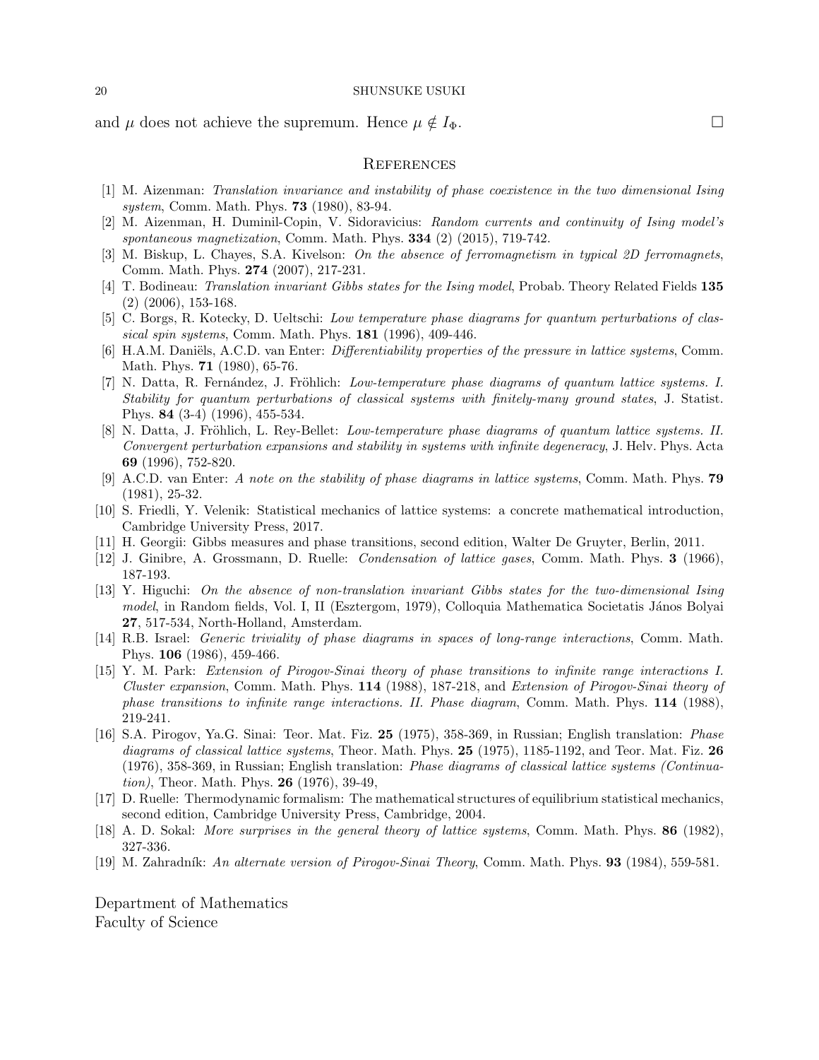and $\mu$ does not achieve the supremum. Hence $\mu \notin I_\Phi$. $\square$

## References

[1] M. Aizenman: *Translation invariance and instability of phase coexistence in the two dimensional Ising system*, Comm. Math. Phys. **73** (1980), 83-94.

[2] M. Aizenman, H. Duminil-Copin, V. Sidoravicius: *Random currents and continuity of Ising model's spontaneous magnetization*, Comm. Math. Phys. **334** (2) (2015), 719-742.

[3] M. Biskup, L. Chayes, S.A. Kivelson: *On the absence of ferromagnetism in typical 2D ferromagnets*, Comm. Math. Phys. **274** (2007), 217-231.

[4] T. Bodineau: *Translation invariant Gibbs states for the Ising model*, Probab. Theory Related Fields **135** (2) (2006), 153-168.

[5] C. Borgs, R. Kotecky, D. Ueltschi: *Low temperature phase diagrams for quantum perturbations of classical spin systems*, Comm. Math. Phys. **181** (1996), 409-446.

[6] H.A.M. Daniëls, A.C.D. van Enter: *Differentiability properties of the pressure in lattice systems*, Comm. Math. Phys. **71** (1980), 65-76.

[7] N. Datta, R. Fernández, J. Fröhlich: *Low-temperature phase diagrams of quantum lattice systems. I. Stability for quantum perturbations of classical systems with finitely-many ground states*, J. Statist. Phys. **84** (3-4) (1996), 455-534.

[8] N. Datta, J. Fröhlich, L. Rey-Bellet: *Low-temperature phase diagrams of quantum lattice systems. II. Convergent perturbation expansions and stability in systems with infinite degeneracy*, J. Helv. Phys. Acta **69** (1996), 752-820.

[9] A.C.D. van Enter: *A note on the stability of phase diagrams in lattice systems*, Comm. Math. Phys. **79** (1981), 25-32.

[10] S. Friedli, Y. Velenik: Statistical mechanics of lattice systems: a concrete mathematical introduction, Cambridge University Press, 2017.

[11] H. Georgii: Gibbs measures and phase transitions, second edition, Walter De Gruyter, Berlin, 2011.

[12] J. Ginibre, A. Grossmann, D. Ruelle: *Condensation of lattice gases*, Comm. Math. Phys. **3** (1966), 187-193.

[13] Y. Higuchi: *On the absence of non-translation invariant Gibbs states for the two-dimensional Ising model*, in Random fields, Vol. I, II (Esztergom, 1979), Colloquia Mathematica Societatis János Bolyai **27**, 517-534, North-Holland, Amsterdam.

[14] R.B. Israel: *Generic triviality of phase diagrams in spaces of long-range interactions*, Comm. Math. Phys. **106** (1986), 459-466.

[15] Y. M. Park: *Extension of Pirogov-Sinai theory of phase transitions to infinite range interactions I. Cluster expansion*, Comm. Math. Phys. **114** (1988), 187-218, and *Extension of Pirogov-Sinai theory of phase transitions to infinite range interactions. II. Phase diagram*, Comm. Math. Phys. **114** (1988), 219-241.

[16] S.A. Pirogov, Ya.G. Sinai: Teor. Mat. Fiz. **25** (1975), 358-369, in Russian; English translation: *Phase diagrams of classical lattice systems*, Theor. Math. Phys. **25** (1975), 1185-1192, and Teor. Mat. Fiz. **26** (1976), 358-369, in Russian; English translation: *Phase diagrams of classical lattice systems (Continuation)*, Theor. Math. Phys. **26** (1976), 39-49,

[17] D. Ruelle: Thermodynamic formalism: The mathematical structures of equilibrium statistical mechanics, second edition, Cambridge University Press, Cambridge, 2004.

[18] A. D. Sokal: *More surprises in the general theory of lattice systems*, Comm. Math. Phys. **86** (1982), 327-336.

[19] M. Zahradník: *An alternate version of Pirogov-Sinai Theory*, Comm. Math. Phys. **93** (1984), 559-581.

Department of Mathematics
Faculty of Science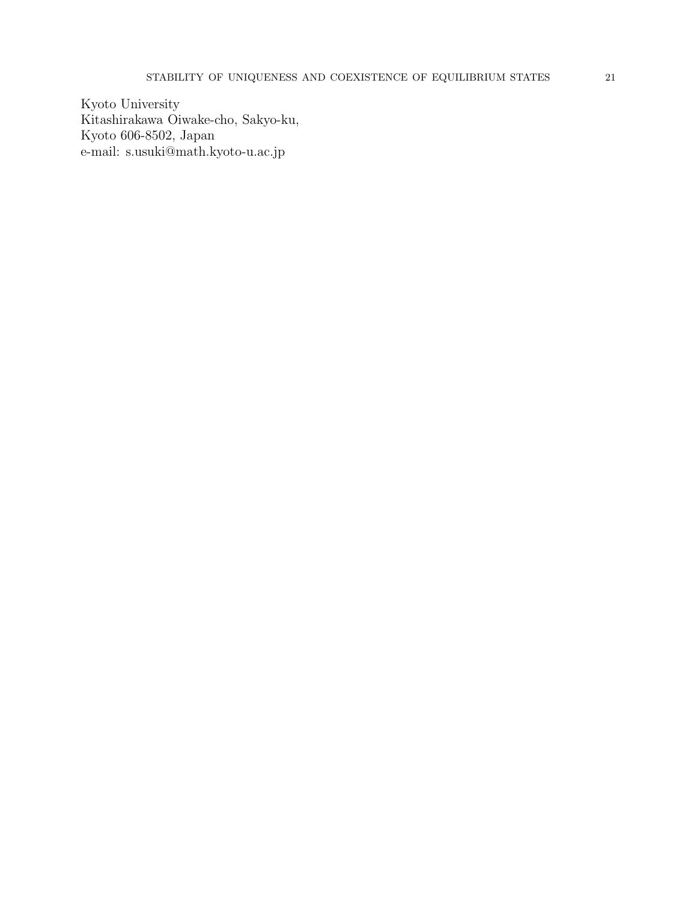Kyoto University
Kitashirakawa Oiwake-cho, Sakyo-ku,
Kyoto 606-8502, Japan
e-mail: s.usuki@math.kyoto-u.ac.jp